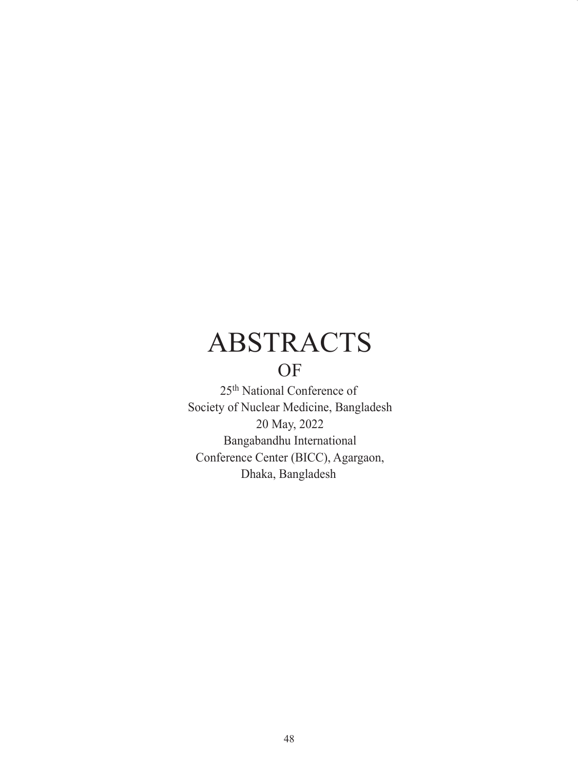# ABSTRACTS

## OF

25th National Conference of
Society of Nuclear Medicine, Bangladesh
20 May, 2022
Bangabandhu International
Conference Center (BICC), Agargaon,
Dhaka, Bangladesh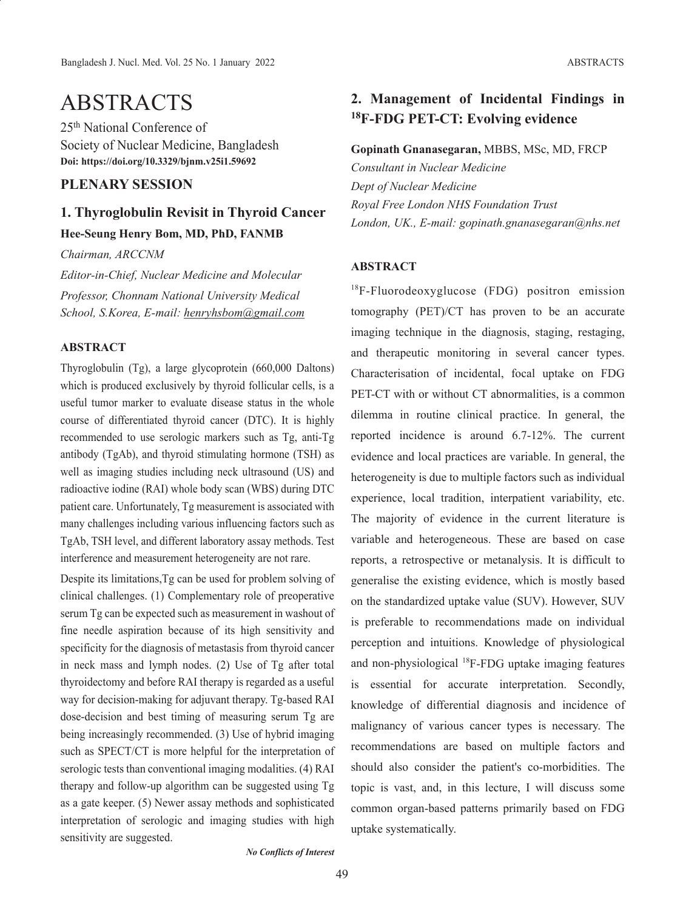# ABSTRACTS

25th National Conference of
Society of Nuclear Medicine, Bangladesh

**Doi: https://doi.org/10.3329/bjnm.v25i1.59692**

## PLENARY SESSION

### 1. Thyroglobulin Revisit in Thyroid Cancer

**Hee-Seung Henry Bom, MD, PhD, FANMB**

*Chairman, ARCCNM*

*Editor-in-Chief, Nuclear Medicine and Molecular*

*Professor, Chonnam National University Medical School, S.Korea, E-mail: henryhsbom@gmail.com*

#### ABSTRACT

Thyroglobulin (Tg), a large glycoprotein (660,000 Daltons) which is produced exclusively by thyroid follicular cells, is a useful tumor marker to evaluate disease status in the whole course of differentiated thyroid cancer (DTC). It is highly recommended to use serologic markers such as Tg, anti-Tg antibody (TgAb), and thyroid stimulating hormone (TSH) as well as imaging studies including neck ultrasound (US) and radioactive iodine (RAI) whole body scan (WBS) during DTC patient care. Unfortunately, Tg measurement is associated with many challenges including various influencing factors such as TgAb, TSH level, and different laboratory assay methods. Test interference and measurement heterogeneity are not rare.

Despite its limitations,Tg can be used for problem solving of clinical challenges. (1) Complementary role of preoperative serum Tg can be expected such as measurement in washout of fine needle aspiration because of its high sensitivity and specificity for the diagnosis of metastasis from thyroid cancer in neck mass and lymph nodes. (2) Use of Tg after total thyroidectomy and before RAI therapy is regarded as a useful way for decision-making for adjuvant therapy. Tg-based RAI dose-decision and best timing of measuring serum Tg are being increasingly recommended. (3) Use of hybrid imaging such as SPECT/CT is more helpful for the interpretation of serologic tests than conventional imaging modalities. (4) RAI therapy and follow-up algorithm can be suggested using Tg as a gate keeper. (5) Newer assay methods and sophisticated interpretation of serologic and imaging studies with high sensitivity are suggested.

***No Conflicts of Interest***

### 2. Management of Incidental Findings in $^{18}$F-FDG PET-CT: Evolving evidence

**Gopinath Gnanasegaran,** MBBS, MSc, MD, FRCP

*Consultant in Nuclear Medicine*

*Dept of Nuclear Medicine*

*Royal Free London NHS Foundation Trust*

*London, UK., E-mail: gopinath.gnanasegaran@nhs.net*

#### ABSTRACT

$^{18}$F-Fluorodeoxyglucose (FDG) positron emission tomography (PET)/CT has proven to be an accurate imaging technique in the diagnosis, staging, restaging, and therapeutic monitoring in several cancer types. Characterisation of incidental, focal uptake on FDG PET-CT with or without CT abnormalities, is a common dilemma in routine clinical practice. In general, the reported incidence is around 6.7-12%. The current evidence and local practices are variable. In general, the heterogeneity is due to multiple factors such as individual experience, local tradition, interpatient variability, etc. The majority of evidence in the current literature is variable and heterogeneous. These are based on case reports, a retrospective or metanalysis. It is difficult to generalise the existing evidence, which is mostly based on the standardized uptake value (SUV). However, SUV is preferable to recommendations made on individual perception and intuitions. Knowledge of physiological and non-physiological $^{18}$F-FDG uptake imaging features is essential for accurate interpretation. Secondly, knowledge of differential diagnosis and incidence of malignancy of various cancer types is necessary. The recommendations are based on multiple factors and should also consider the patient's co-morbidities. The topic is vast, and, in this lecture, I will discuss some common organ-based patterns primarily based on FDG uptake systematically.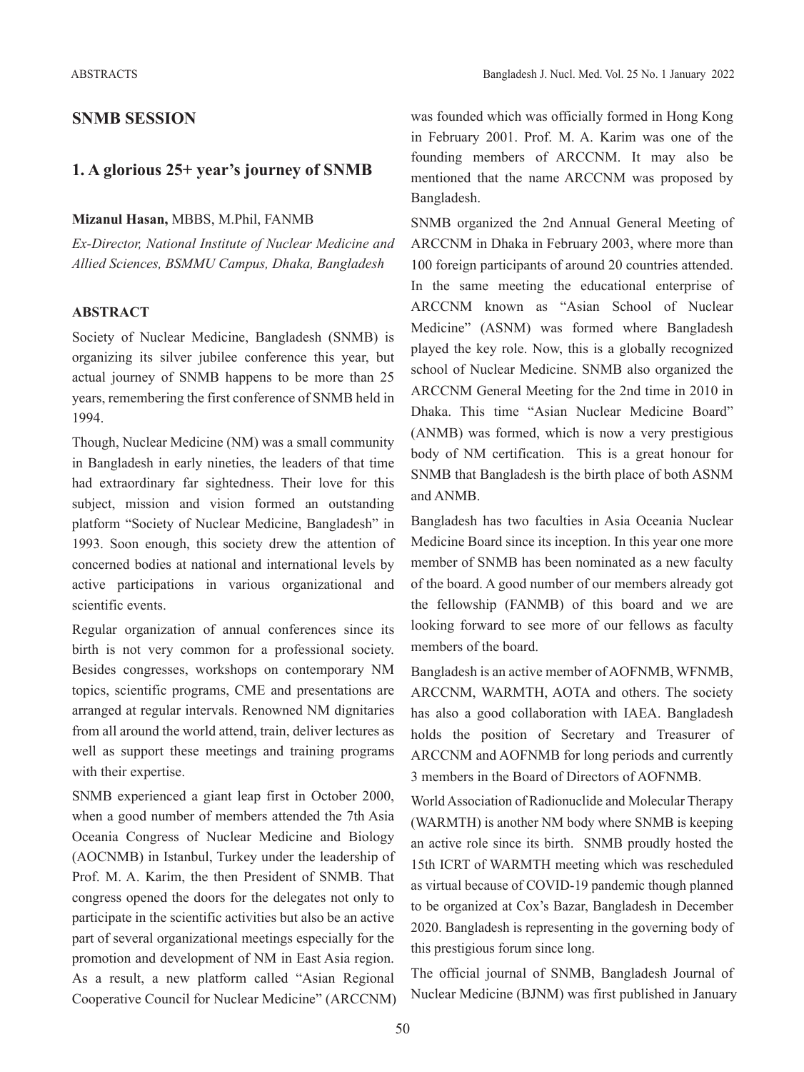## SNMB SESSION

## 1. A glorious 25+ year's journey of SNMB

**Mizanul Hasan,** MBBS, M.Phil, FANMB

*Ex-Director, National Institute of Nuclear Medicine and Allied Sciences, BSMMU Campus, Dhaka, Bangladesh*

### ABSTRACT

Society of Nuclear Medicine, Bangladesh (SNMB) is organizing its silver jubilee conference this year, but actual journey of SNMB happens to be more than 25 years, remembering the first conference of SNMB held in 1994.

Though, Nuclear Medicine (NM) was a small community in Bangladesh in early nineties, the leaders of that time had extraordinary far sightedness. Their love for this subject, mission and vision formed an outstanding platform "Society of Nuclear Medicine, Bangladesh" in 1993. Soon enough, this society drew the attention of concerned bodies at national and international levels by active participations in various organizational and scientific events.

Regular organization of annual conferences since its birth is not very common for a professional society. Besides congresses, workshops on contemporary NM topics, scientific programs, CME and presentations are arranged at regular intervals. Renowned NM dignitaries from all around the world attend, train, deliver lectures as well as support these meetings and training programs with their expertise.

SNMB experienced a giant leap first in October 2000, when a good number of members attended the 7th Asia Oceania Congress of Nuclear Medicine and Biology (AOCNMB) in Istanbul, Turkey under the leadership of Prof. M. A. Karim, the then President of SNMB. That congress opened the doors for the delegates not only to participate in the scientific activities but also be an active part of several organizational meetings especially for the promotion and development of NM in East Asia region. As a result, a new platform called "Asian Regional Cooperative Council for Nuclear Medicine" (ARCCNM) was founded which was officially formed in Hong Kong in February 2001. Prof. M. A. Karim was one of the founding members of ARCCNM. It may also be mentioned that the name ARCCNM was proposed by Bangladesh.

SNMB organized the 2nd Annual General Meeting of ARCCNM in Dhaka in February 2003, where more than 100 foreign participants of around 20 countries attended. In the same meeting the educational enterprise of ARCCNM known as "Asian School of Nuclear Medicine" (ASNM) was formed where Bangladesh played the key role. Now, this is a globally recognized school of Nuclear Medicine. SNMB also organized the ARCCNM General Meeting for the 2nd time in 2010 in Dhaka. This time "Asian Nuclear Medicine Board" (ANMB) was formed, which is now a very prestigious body of NM certification. This is a great honour for SNMB that Bangladesh is the birth place of both ASNM and ANMB.

Bangladesh has two faculties in Asia Oceania Nuclear Medicine Board since its inception. In this year one more member of SNMB has been nominated as a new faculty of the board. A good number of our members already got the fellowship (FANMB) of this board and we are looking forward to see more of our fellows as faculty members of the board.

Bangladesh is an active member of AOFNMB, WFNMB, ARCCNM, WARMTH, AOTA and others. The society has also a good collaboration with IAEA. Bangladesh holds the position of Secretary and Treasurer of ARCCNM and AOFNMB for long periods and currently 3 members in the Board of Directors of AOFNMB.

World Association of Radionuclide and Molecular Therapy (WARMTH) is another NM body where SNMB is keeping an active role since its birth. SNMB proudly hosted the 15th ICRT of WARMTH meeting which was rescheduled as virtual because of COVID-19 pandemic though planned to be organized at Cox's Bazar, Bangladesh in December 2020. Bangladesh is representing in the governing body of this prestigious forum since long.

The official journal of SNMB, Bangladesh Journal of Nuclear Medicine (BJNM) was first published in January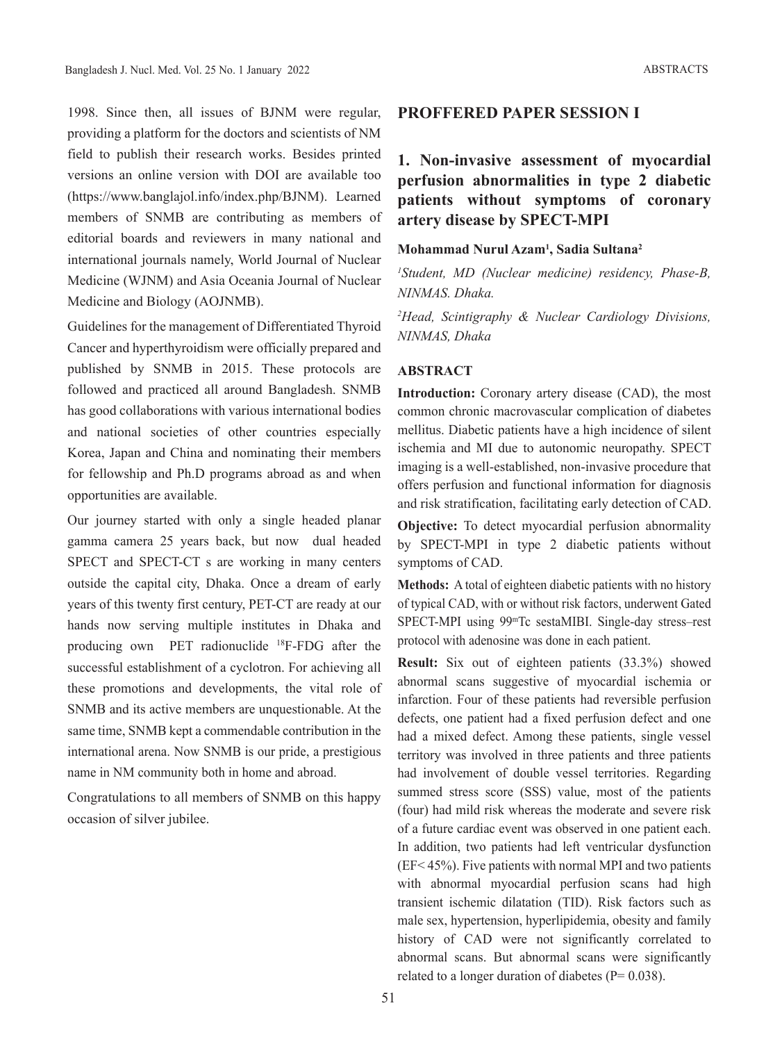1998. Since then, all issues of BJNM were regular, providing a platform for the doctors and scientists of NM field to publish their research works. Besides printed versions an online version with DOI are available too (https://www.banglajol.info/index.php/BJNM). Learned members of SNMB are contributing as members of editorial boards and reviewers in many national and international journals namely, World Journal of Nuclear Medicine (WJNM) and Asia Oceania Journal of Nuclear Medicine and Biology (AOJNMB).

Guidelines for the management of Differentiated Thyroid Cancer and hyperthyroidism were officially prepared and published by SNMB in 2015. These protocols are followed and practiced all around Bangladesh. SNMB has good collaborations with various international bodies and national societies of other countries especially Korea, Japan and China and nominating their members for fellowship and Ph.D programs abroad as and when opportunities are available.

Our journey started with only a single headed planar gamma camera 25 years back, but now dual headed SPECT and SPECT-CT s are working in many centers outside the capital city, Dhaka. Once a dream of early years of this twenty first century, PET-CT are ready at our hands now serving multiple institutes in Dhaka and producing own PET radionuclide $^{18}$F-FDG after the successful establishment of a cyclotron. For achieving all these promotions and developments, the vital role of SNMB and its active members are unquestionable. At the same time, SNMB kept a commendable contribution in the international arena. Now SNMB is our pride, a prestigious name in NM community both in home and abroad.

Congratulations to all members of SNMB on this happy occasion of silver jubilee.

## PROFFERED PAPER SESSION I

### 1. Non-invasive assessment of myocardial perfusion abnormalities in type 2 diabetic patients without symptoms of coronary artery disease by SPECT-MPI

**Mohammad Nurul Azam[1], Sadia Sultana[2]**

*[1]Student, MD (Nuclear medicine) residency, Phase-B, NINMAS. Dhaka.*

*[2]Head, Scintigraphy & Nuclear Cardiology Divisions, NINMAS, Dhaka*

#### ABSTRACT

**Introduction:** Coronary artery disease (CAD), the most common chronic macrovascular complication of diabetes mellitus. Diabetic patients have a high incidence of silent ischemia and MI due to autonomic neuropathy. SPECT imaging is a well-established, non-invasive procedure that offers perfusion and functional information for diagnosis and risk stratification, facilitating early detection of CAD.

**Objective:** To detect myocardial perfusion abnormality by SPECT-MPI in type 2 diabetic patients without symptoms of CAD.

**Methods:** A total of eighteen diabetic patients with no history of typical CAD, with or without risk factors, underwent Gated SPECT-MPI using $^{99m}$Tc sestaMIBI. Single-day stress–rest protocol with adenosine was done in each patient.

**Result:** Six out of eighteen patients (33.3%) showed abnormal scans suggestive of myocardial ischemia or infarction. Four of these patients had reversible perfusion defects, one patient had a fixed perfusion defect and one had a mixed defect. Among these patients, single vessel territory was involved in three patients and three patients had involvement of double vessel territories. Regarding summed stress score (SSS) value, most of the patients (four) had mild risk whereas the moderate and severe risk of a future cardiac event was observed in one patient each. In addition, two patients had left ventricular dysfunction (EF< 45%). Five patients with normal MPI and two patients with abnormal myocardial perfusion scans had high transient ischemic dilatation (TID). Risk factors such as male sex, hypertension, hyperlipidemia, obesity and family history of CAD were not significantly correlated to abnormal scans. But abnormal scans were significantly related to a longer duration of diabetes (P= 0.038).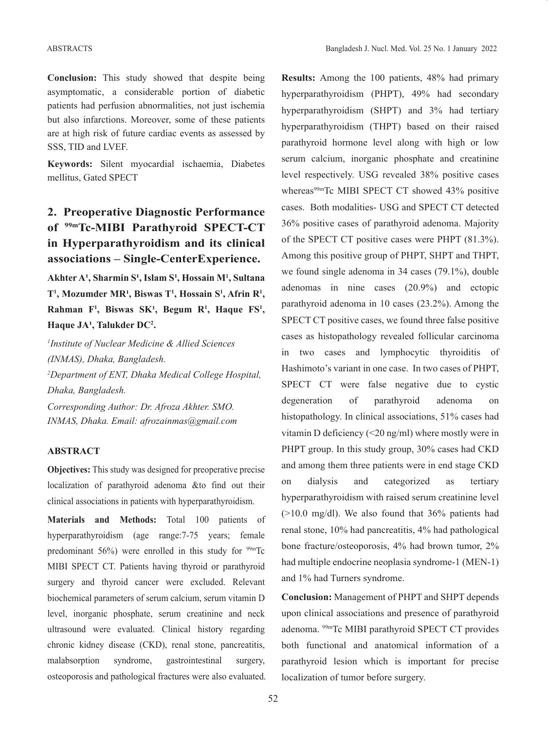**Conclusion:** This study showed that despite being asymptomatic, a considerable portion of diabetic patients had perfusion abnormalities, not just ischemia but also infarctions. Moreover, some of these patients are at high risk of future cardiac events as assessed by SSS, TID and LVEF.

**Keywords:** Silent myocardial ischaemia, Diabetes mellitus, Gated SPECT

## 2. Preoperative Diagnostic Performance of $^{99m}$Tc-MIBI Parathyroid SPECT-CT in Hyperparathyroidism and its clinical associations – Single-CenterExperience.

**Akhter A[1], Sharmin S[1], Islam S[1], Hossain M[1], Sultana T[1], Mozumder MR[1], Biswas T[1], Hossain S[1], Afrin R[1], Rahman F[1], Biswas SK[1], Begum R[1], Haque FS[1], Haque JA[1], Talukder DC[2].**

*[1]Institute of Nuclear Medicine & Allied Sciences (INMAS), Dhaka, Bangladesh.*

*[2]Department of ENT, Dhaka Medical College Hospital, Dhaka, Bangladesh.*

*Corresponding Author: Dr. Afroza Akhter. SMO. INMAS, Dhaka. Email: afrozainmas@gmail.com*

### ABSTRACT

**Objectives:** This study was designed for preoperative precise localization of parathyroid adenoma &to find out their clinical associations in patients with hyperparathyroidism.

**Materials and Methods:** Total 100 patients of hyperparathyroidism (age range:7-75 years; female predominant 56%) were enrolled in this study for $^{99m}$Tc MIBI SPECT CT. Patients having thyroid or parathyroid surgery and thyroid cancer were excluded. Relevant biochemical parameters of serum calcium, serum vitamin D level, inorganic phosphate, serum creatinine and neck ultrasound were evaluated. Clinical history regarding chronic kidney disease (CKD), renal stone, pancreatitis, malabsorption syndrome, gastrointestinal surgery, osteoporosis and pathological fractures were also evaluated.

**Results:** Among the 100 patients, 48% had primary hyperparathyroidism (PHPT), 49% had secondary hyperparathyroidism (SHPT) and 3% had tertiary hyperparathyroidism (THPT) based on their raised parathyroid hormone level along with high or low serum calcium, inorganic phosphate and creatinine level respectively. USG revealed 38% positive cases whereas$^{99m}$Tc MIBI SPECT CT showed 43% positive cases. Both modalities- USG and SPECT CT detected 36% positive cases of parathyroid adenoma. Majority of the SPECT CT positive cases were PHPT (81.3%). Among this positive group of PHPT, SHPT and THPT, we found single adenoma in 34 cases (79.1%), double adenomas in nine cases (20.9%) and ectopic parathyroid adenoma in 10 cases (23.2%). Among the SPECT CT positive cases, we found three false positive cases as histopathology revealed follicular carcinoma in two cases and lymphocytic thyroiditis of Hashimoto's variant in one case. In two cases of PHPT, SPECT CT were false negative due to cystic degeneration of parathyroid adenoma on histopathology. In clinical associations, 51% cases had vitamin D deficiency (<20 ng/ml) where mostly were in PHPT group. In this study group, 30% cases had CKD and among them three patients were in end stage CKD on dialysis and categorized as tertiary hyperparathyroidism with raised serum creatinine level (>10.0 mg/dl). We also found that 36% patients had renal stone, 10% had pancreatitis, 4% had pathological bone fracture/osteoporosis, 4% had brown tumor, 2% had multiple endocrine neoplasia syndrome-1 (MEN-1) and 1% had Turners syndrome.

**Conclusion:** Management of PHPT and SHPT depends upon clinical associations and presence of parathyroid adenoma. $^{99m}$Tc MIBI parathyroid SPECT CT provides both functional and anatomical information of a parathyroid lesion which is important for precise localization of tumor before surgery.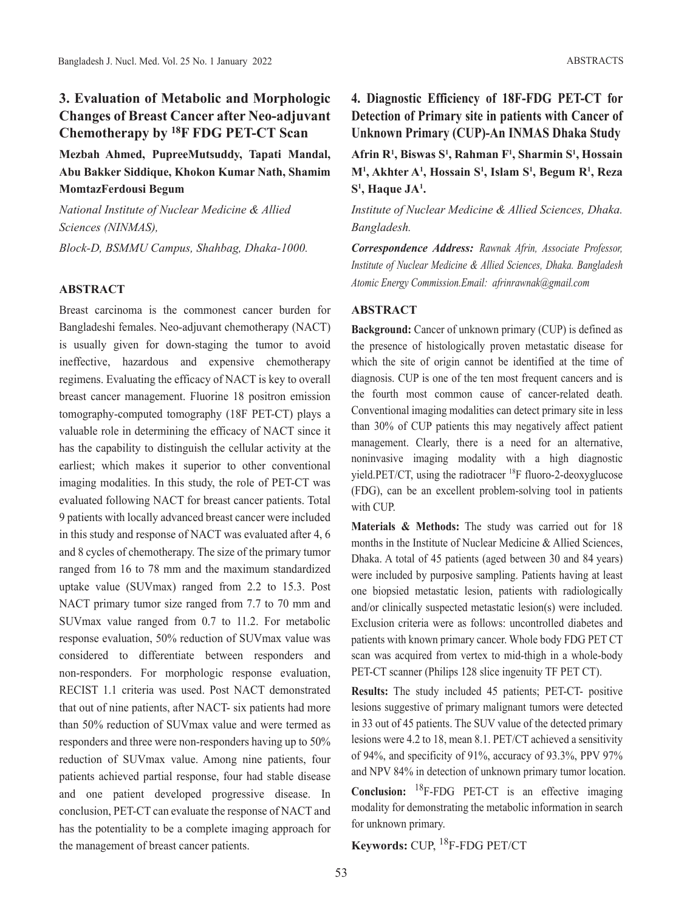## 3. Evaluation of Metabolic and Morphologic Changes of Breast Cancer after Neo-adjuvant Chemotherapy by $^{18}$F FDG PET-CT Scan

**Mezbah Ahmed, PupreeMutsuddy, Tapati Mandal, Abu Bakker Siddique, Khokon Kumar Nath, Shamim MomtazFerdousi Begum**

*National Institute of Nuclear Medicine & Allied Sciences (NINMAS),*

*Block-D, BSMMU Campus, Shahbag, Dhaka-1000.*

### ABSTRACT

Breast carcinoma is the commonest cancer burden for Bangladeshi females. Neo-adjuvant chemotherapy (NACT) is usually given for down-staging the tumor to avoid ineffective, hazardous and expensive chemotherapy regimens. Evaluating the efficacy of NACT is key to overall breast cancer management. Fluorine 18 positron emission tomography-computed tomography (18F PET-CT) plays a valuable role in determining the efficacy of NACT since it has the capability to distinguish the cellular activity at the earliest; which makes it superior to other conventional imaging modalities. In this study, the role of PET-CT was evaluated following NACT for breast cancer patients. Total 9 patients with locally advanced breast cancer were included in this study and response of NACT was evaluated after 4, 6 and 8 cycles of chemotherapy. The size of the primary tumor ranged from 16 to 78 mm and the maximum standardized uptake value (SUVmax) ranged from 2.2 to 15.3. Post NACT primary tumor size ranged from 7.7 to 70 mm and SUVmax value ranged from 0.7 to 11.2. For metabolic response evaluation, 50% reduction of SUVmax value was considered to differentiate between responders and non-responders. For morphologic response evaluation, RECIST 1.1 criteria was used. Post NACT demonstrated that out of nine patients, after NACT- six patients had more than 50% reduction of SUVmax value and were termed as responders and three were non-responders having up to 50% reduction of SUVmax value. Among nine patients, four patients achieved partial response, four had stable disease and one patient developed progressive disease. In conclusion, PET-CT can evaluate the response of NACT and has the potentiality to be a complete imaging approach for the management of breast cancer patients.

## 4. Diagnostic Efficiency of 18F-FDG PET-CT for Detection of Primary site in patients with Cancer of Unknown Primary (CUP)-An INMAS Dhaka Study

**Afrin R[1], Biswas S[1], Rahman F[1], Sharmin S[1], Hossain M[1], Akhter A[1], Hossain S[1], Islam S[1], Begum R[1], Reza S[1], Haque JA[1].**

*Institute of Nuclear Medicine & Allied Sciences, Dhaka. Bangladesh.*

***Correspondence Address:*** *Rawnak Afrin, Associate Professor, Institute of Nuclear Medicine & Allied Sciences, Dhaka. Bangladesh Atomic Energy Commission.Email: afrinrawnak@gmail.com*

### ABSTRACT

**Background:** Cancer of unknown primary (CUP) is defined as the presence of histologically proven metastatic disease for which the site of origin cannot be identified at the time of diagnosis. CUP is one of the ten most frequent cancers and is the fourth most common cause of cancer-related death. Conventional imaging modalities can detect primary site in less than 30% of CUP patients this may negatively affect patient management. Clearly, there is a need for an alternative, noninvasive imaging modality with a high diagnostic yield.PET/CT, using the radiotracer $^{18}$F fluoro-2-deoxyglucose (FDG), can be an excellent problem-solving tool in patients with CUP.

**Materials & Methods:** The study was carried out for 18 months in the Institute of Nuclear Medicine & Allied Sciences, Dhaka. A total of 45 patients (aged between 30 and 84 years) were included by purposive sampling. Patients having at least one biopsied metastatic lesion, patients with radiologically and/or clinically suspected metastatic lesion(s) were included. Exclusion criteria were as follows: uncontrolled diabetes and patients with known primary cancer. Whole body FDG PET CT scan was acquired from vertex to mid-thigh in a whole-body PET-CT scanner (Philips 128 slice ingenuity TF PET CT).

**Results:** The study included 45 patients; PET-CT- positive lesions suggestive of primary malignant tumors were detected in 33 out of 45 patients. The SUV value of the detected primary lesions were 4.2 to 18, mean 8.1. PET/CT achieved a sensitivity of 94%, and specificity of 91%, accuracy of 93.3%, PPV 97% and NPV 84% in detection of unknown primary tumor location.

**Conclusion:** $^{18}$F-FDG PET-CT is an effective imaging modality for demonstrating the metabolic information in search for unknown primary.

**Keywords:** CUP, $^{18}$F-FDG PET/CT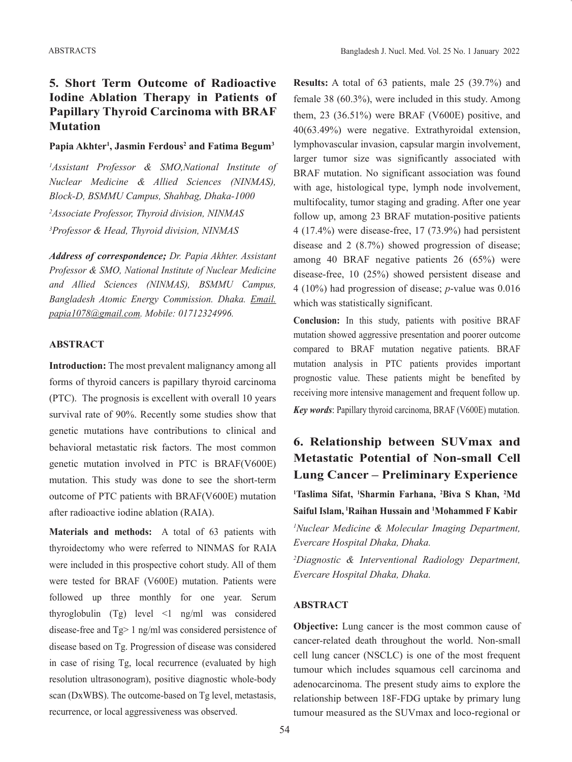## 5. Short Term Outcome of Radioactive Iodine Ablation Therapy in Patients of Papillary Thyroid Carcinoma with BRAF Mutation

**Papia Akhter[1], Jasmin Ferdous[2] and Fatima Begum[3]**

*[1]Assistant Professor & SMO,National Institute of Nuclear Medicine & Allied Sciences (NINMAS), Block-D, BSMMU Campus, Shahbag, Dhaka-1000*

*[2]Associate Professor, Thyroid division, NINMAS*

*[3]Professor & Head, Thyroid division, NINMAS*

***Address of correspondence;*** *Dr. Papia Akhter. Assistant Professor & SMO, National Institute of Nuclear Medicine and Allied Sciences (NINMAS), BSMMU Campus, Bangladesh Atomic Energy Commission. Dhaka. Email. papia1078@gmail.com. Mobile: 01712324996.*

### ABSTRACT

**Introduction:** The most prevalent malignancy among all forms of thyroid cancers is papillary thyroid carcinoma (PTC). The prognosis is excellent with overall 10 years survival rate of 90%. Recently some studies show that genetic mutations have contributions to clinical and behavioral metastatic risk factors. The most common genetic mutation involved in PTC is BRAF(V600E) mutation. This study was done to see the short-term outcome of PTC patients with BRAF(V600E) mutation after radioactive iodine ablation (RAIA).

**Materials and methods:** A total of 63 patients with thyroidectomy who were referred to NINMAS for RAIA were included in this prospective cohort study. All of them were tested for BRAF (V600E) mutation. Patients were followed up three monthly for one year. Serum thyroglobulin (Tg) level <1 ng/ml was considered disease-free and Tg> 1 ng/ml was considered persistence of disease based on Tg. Progression of disease was considered in case of rising Tg, local recurrence (evaluated by high resolution ultrasonogram), positive diagnostic whole-body scan (DxWBS). The outcome-based on Tg level, metastasis, recurrence, or local aggressiveness was observed.

**Results:** A total of 63 patients, male 25 (39.7%) and female 38 (60.3%), were included in this study. Among them, 23 (36.51%) were BRAF (V600E) positive, and 40(63.49%) were negative. Extrathyroidal extension, lymphovascular invasion, capsular margin involvement, larger tumor size was significantly associated with BRAF mutation. No significant association was found with age, histological type, lymph node involvement, multifocality, tumor staging and grading. After one year follow up, among 23 BRAF mutation-positive patients 4 (17.4%) were disease-free, 17 (73.9%) had persistent disease and 2 (8.7%) showed progression of disease; among 40 BRAF negative patients 26 (65%) were disease-free, 10 (25%) showed persistent disease and 4 (10%) had progression of disease; *p*-value was 0.016 which was statistically significant.

**Conclusion:** In this study, patients with positive BRAF mutation showed aggressive presentation and poorer outcome compared to BRAF mutation negative patients. BRAF mutation analysis in PTC patients provides important prognostic value. These patients might be benefited by receiving more intensive management and frequent follow up.

***Key words***: Papillary thyroid carcinoma, BRAF (V600E) mutation.

## 6. Relationship between SUVmax and Metastatic Potential of Non-small Cell Lung Cancer – Preliminary Experience

**[1]Taslima Sifat, [1]Sharmin Farhana, [2]Biva S Khan, [2]Md Saiful Islam, [1]Raihan Hussain and [1]Mohammed F Kabir**

*[1]Nuclear Medicine & Molecular Imaging Department, Evercare Hospital Dhaka, Dhaka.*

*[2]Diagnostic & Interventional Radiology Department, Evercare Hospital Dhaka, Dhaka.*

### ABSTRACT

**Objective:** Lung cancer is the most common cause of cancer-related death throughout the world. Non-small cell lung cancer (NSCLC) is one of the most frequent tumour which includes squamous cell carcinoma and adenocarcinoma. The present study aims to explore the relationship between 18F-FDG uptake by primary lung tumour measured as the SUVmax and loco-regional or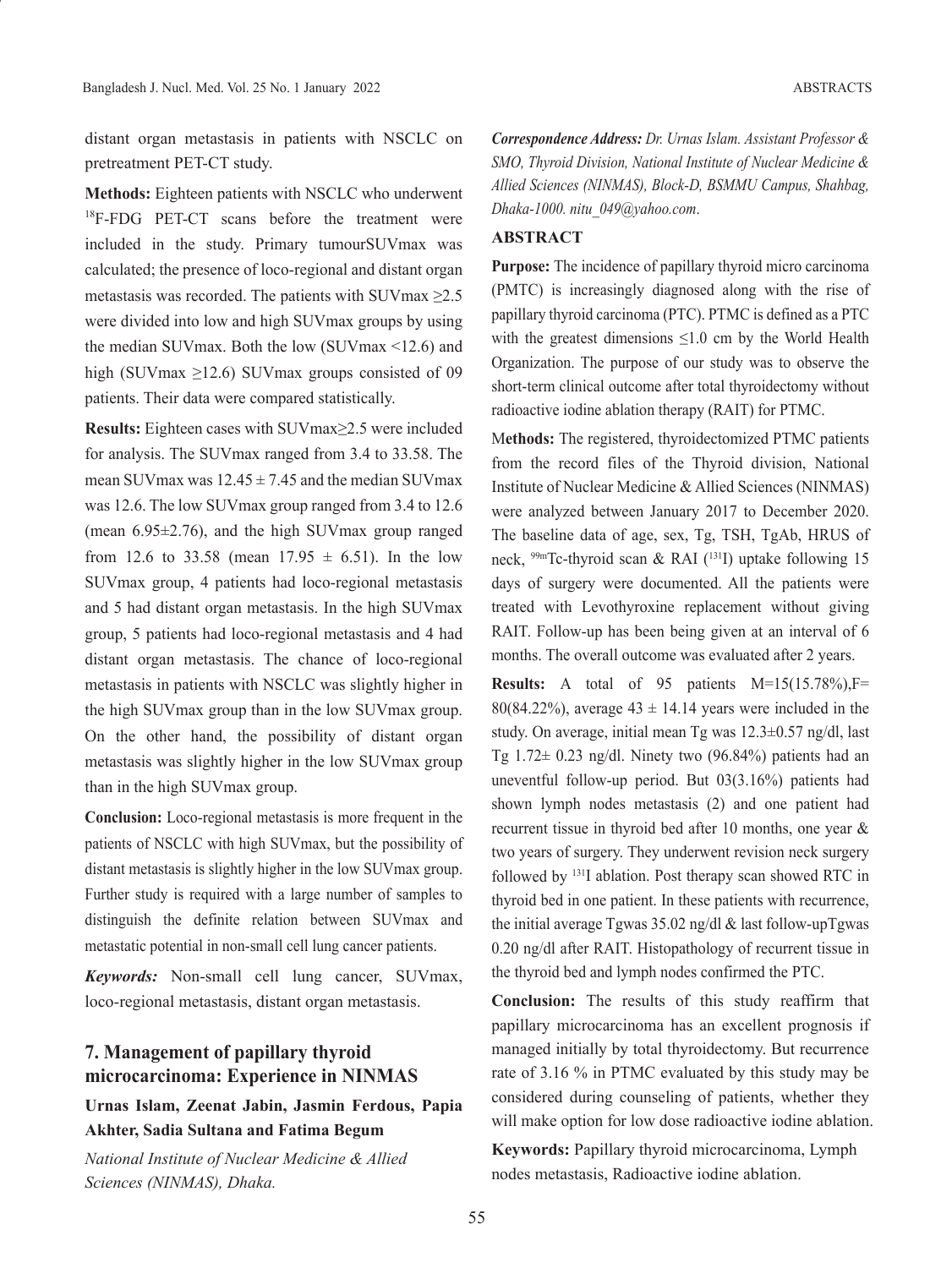distant organ metastasis in patients with NSCLC on pretreatment PET-CT study.

**Methods:** Eighteen patients with NSCLC who underwent $^{18}$F-FDG PET-CT scans before the treatment were included in the study. Primary tumourSUVmax was calculated; the presence of loco-regional and distant organ metastasis was recorded. The patients with SUVmax $\geq$2.5 were divided into low and high SUVmax groups by using the median SUVmax. Both the low (SUVmax <12.6) and high (SUVmax $\geq$12.6) SUVmax groups consisted of 09 patients. Their data were compared statistically.

**Results:** Eighteen cases with SUVmax$\geq$2.5 were included for analysis. The SUVmax ranged from 3.4 to 33.58. The mean SUVmax was $12.45 \pm 7.45$ and the median SUVmax was 12.6. The low SUVmax group ranged from 3.4 to 12.6 (mean $6.95 \pm 2.76$), and the high SUVmax group ranged from 12.6 to 33.58 (mean $17.95 \pm 6.51$). In the low SUVmax group, 4 patients had loco-regional metastasis and 5 had distant organ metastasis. In the high SUVmax group, 5 patients had loco-regional metastasis and 4 had distant organ metastasis. The chance of loco-regional metastasis in patients with NSCLC was slightly higher in the high SUVmax group than in the low SUVmax group. On the other hand, the possibility of distant organ metastasis was slightly higher in the low SUVmax group than in the high SUVmax group.

**Conclusion:** Loco-regional metastasis is more frequent in the patients of NSCLC with high SUVmax, but the possibility of distant metastasis is slightly higher in the low SUVmax group. Further study is required with a large number of samples to distinguish the definite relation between SUVmax and metastatic potential in non-small cell lung cancer patients.

***Keywords:*** Non-small cell lung cancer, SUVmax, loco-regional metastasis, distant organ metastasis.

## 7. Management of papillary thyroid microcarcinoma: Experience in NINMAS

**Urnas Islam, Zeenat Jabin, Jasmin Ferdous, Papia Akhter, Sadia Sultana and Fatima Begum**

*National Institute of Nuclear Medicine & Allied Sciences (NINMAS), Dhaka.*

***Correspondence Address:*** *Dr. Urnas Islam. Assistant Professor & SMO, Thyroid Division, National Institute of Nuclear Medicine & Allied Sciences (NINMAS), Block-D, BSMMU Campus, Shahbag, Dhaka-1000. nitu_049@yahoo.com.*

### ABSTRACT

**Purpose:** The incidence of papillary thyroid micro carcinoma (PMTC) is increasingly diagnosed along with the rise of papillary thyroid carcinoma (PTC). PTMC is defined as a PTC with the greatest dimensions $\leq$1.0 cm by the World Health Organization. The purpose of our study was to observe the short-term clinical outcome after total thyroidectomy without radioactive iodine ablation therapy (RAIT) for PTMC.

**Methods:** The registered, thyroidectomized PTMC patients from the record files of the Thyroid division, National Institute of Nuclear Medicine & Allied Sciences (NINMAS) were analyzed between January 2017 to December 2020. The baseline data of age, sex, Tg, TSH, TgAb, HRUS of neck, $^{99m}$Tc-thyroid scan & RAI ($^{131}$I) uptake following 15 days of surgery were documented. All the patients were treated with Levothyroxine replacement without giving RAIT. Follow-up has been being given at an interval of 6 months. The overall outcome was evaluated after 2 years.

**Results:** A total of 95 patients M=15(15.78%),F= 80(84.22%), average $43 \pm 14.14$ years were included in the study. On average, initial mean Tg was $12.3 \pm 0.57$ ng/dl, last Tg $1.72 \pm 0.23$ ng/dl. Ninety two (96.84%) patients had an uneventful follow-up period. But 03(3.16%) patients had shown lymph nodes metastasis (2) and one patient had recurrent tissue in thyroid bed after 10 months, one year & two years of surgery. They underwent revision neck surgery followed by $^{131}$I ablation. Post therapy scan showed RTC in thyroid bed in one patient. In these patients with recurrence, the initial average Tgwas 35.02 ng/dl & last follow-upTgwas 0.20 ng/dl after RAIT. Histopathology of recurrent tissue in the thyroid bed and lymph nodes confirmed the PTC.

**Conclusion:** The results of this study reaffirm that papillary microcarcinoma has an excellent prognosis if managed initially by total thyroidectomy. But recurrence rate of 3.16 % in PTMC evaluated by this study may be considered during counseling of patients, whether they will make option for low dose radioactive iodine ablation.

**Keywords:** Papillary thyroid microcarcinoma, Lymph nodes metastasis, Radioactive iodine ablation.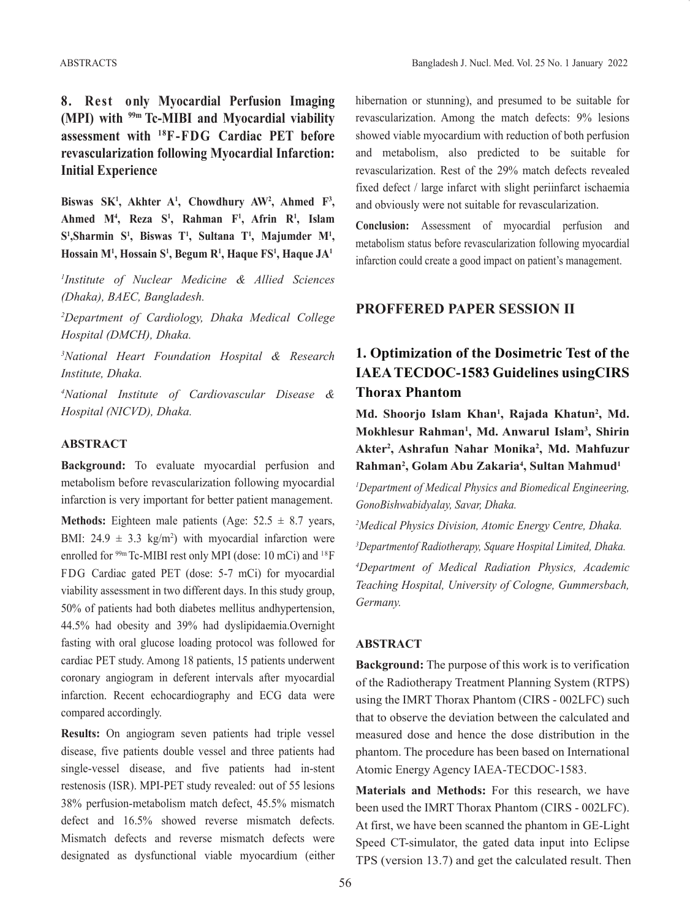## 8. Rest only Myocardial Perfusion Imaging (MPI) with $^{99m}$Tc-MIBI and Myocardial viability assessment with $^{18}$F-FDG Cardiac PET before revascularization following Myocardial Infarction: Initial Experience

**Biswas SK[1], Akhter A[1], Chowdhury AW[2], Ahmed F[3], Ahmed M[4], Reza S[1], Rahman F[1], Afrin R[1], Islam S[1],Sharmin S[1], Biswas T[1], Sultana T[1], Majumder M[1], Hossain M[1], Hossain S[1], Begum R[1], Haque FS[1], Haque JA[1]**

*[1]Institute of Nuclear Medicine & Allied Sciences (Dhaka), BAEC, Bangladesh.*

*[2]Department of Cardiology, Dhaka Medical College Hospital (DMCH), Dhaka.*

*[3]National Heart Foundation Hospital & Research Institute, Dhaka.*

*[4]National Institute of Cardiovascular Disease & Hospital (NICVD), Dhaka.*

### ABSTRACT

**Background:** To evaluate myocardial perfusion and metabolism before revascularization following myocardial infarction is very important for better patient management.

**Methods:** Eighteen male patients (Age: 52.5 ± 8.7 years, BMI: 24.9 ± 3.3 kg/m$^2$) with myocardial infarction were enrolled for $^{99m}$Tc-MIBI rest only MPI (dose: 10 mCi) and $^{18}$F FDG Cardiac gated PET (dose: 5-7 mCi) for myocardial viability assessment in two different days. In this study group, 50% of patients had both diabetes mellitus andhypertension, 44.5% had obesity and 39% had dyslipidaemia.Overnight fasting with oral glucose loading protocol was followed for cardiac PET study. Among 18 patients, 15 patients underwent coronary angiogram in deferent intervals after myocardial infarction. Recent echocardiography and ECG data were compared accordingly.

**Results:** On angiogram seven patients had triple vessel disease, five patients double vessel and three patients had single-vessel disease, and five patients had in-stent restenosis (ISR). MPI-PET study revealed: out of 55 lesions 38% perfusion-metabolism match defect, 45.5% mismatch defect and 16.5% showed reverse mismatch defects. Mismatch defects and reverse mismatch defects were designated as dysfunctional viable myocardium (either hibernation or stunning), and presumed to be suitable for revascularization. Among the match defects: 9% lesions showed viable myocardium with reduction of both perfusion and metabolism, also predicted to be suitable for revascularization. Rest of the 29% match defects revealed fixed defect / large infarct with slight periinfarct ischaemia and obviously were not suitable for revascularization.

**Conclusion:** Assessment of myocardial perfusion and metabolism status before revascularization following myocardial infarction could create a good impact on patient's management.

# PROFFERED PAPER SESSION II

## 1. Optimization of the Dosimetric Test of the IAEA TECDOC-1583 Guidelines usingCIRS Thorax Phantom

**Md. Shoorjo Islam Khan[1], Rajada Khatun[2], Md. Mokhlesur Rahman[1], Md. Anwarul Islam[3], Shirin Akter[2], Ashrafun Nahar Monika[2], Md. Mahfuzur Rahman[2], Golam Abu Zakaria[4], Sultan Mahmud[1]**

*[1]Department of Medical Physics and Biomedical Engineering, GonoBishwabidyalay, Savar, Dhaka.*

*[2]Medical Physics Division, Atomic Energy Centre, Dhaka.*

*[3]Departmentof Radiotherapy, Square Hospital Limited, Dhaka.*

*[4]Department of Medical Radiation Physics, Academic Teaching Hospital, University of Cologne, Gummersbach, Germany.*

### ABSTRACT

**Background:** The purpose of this work is to verification of the Radiotherapy Treatment Planning System (RTPS) using the IMRT Thorax Phantom (CIRS - 002LFC) such that to observe the deviation between the calculated and measured dose and hence the dose distribution in the phantom. The procedure has been based on International Atomic Energy Agency IAEA-TECDOC-1583.

**Materials and Methods:** For this research, we have been used the IMRT Thorax Phantom (CIRS - 002LFC). At first, we have been scanned the phantom in GE-Light Speed CT-simulator, the gated data input into Eclipse TPS (version 13.7) and get the calculated result. Then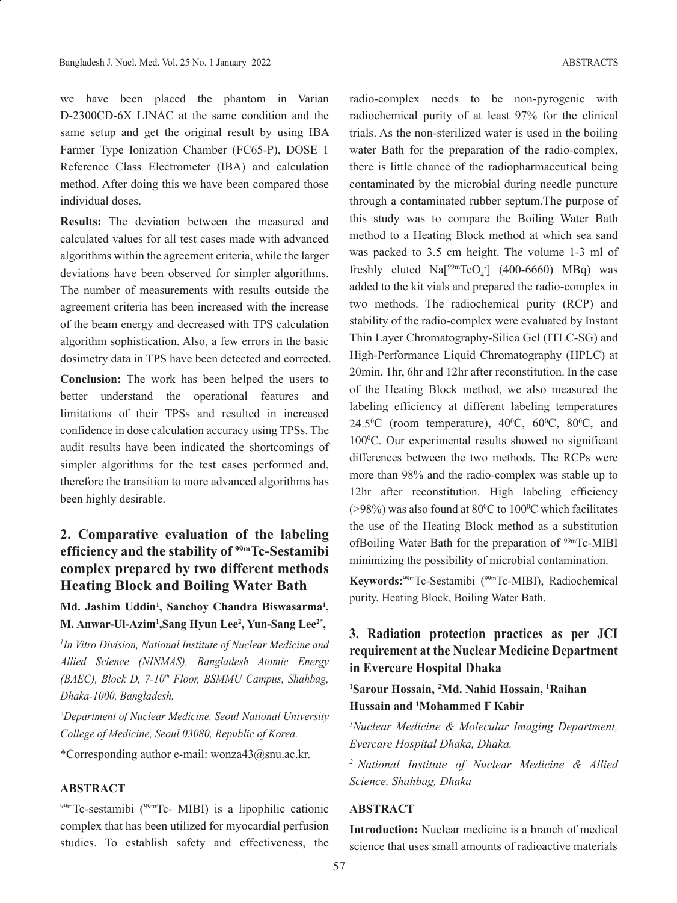we have been placed the phantom in Varian D-2300CD-6X LINAC at the same condition and the same setup and get the original result by using IBA Farmer Type Ionization Chamber (FC65-P), DOSE 1 Reference Class Electrometer (IBA) and calculation method. After doing this we have been compared those individual doses.

**Results:** The deviation between the measured and calculated values for all test cases made with advanced algorithms within the agreement criteria, while the larger deviations have been observed for simpler algorithms. The number of measurements with results outside the agreement criteria has been increased with the increase of the beam energy and decreased with TPS calculation algorithm sophistication. Also, a few errors in the basic dosimetry data in TPS have been detected and corrected.

**Conclusion:** The work has been helped the users to better understand the operational features and limitations of their TPSs and resulted in increased confidence in dose calculation accuracy using TPSs. The audit results have been indicated the shortcomings of simpler algorithms for the test cases performed and, therefore the transition to more advanced algorithms has been highly desirable.

## 2. Comparative evaluation of the labeling efficiency and the stability of $^{99m}$Tc-Sestamibi complex prepared by two different methods Heating Block and Boiling Water Bath

**Md. Jashim Uddin[1], Sanchoy Chandra Biswasarma[1], M. Anwar-Ul-Azim[1], Sang Hyun Lee[2], Yun-Sang Lee[2*],**

*[1]In Vitro Division, National Institute of Nuclear Medicine and Allied Science (NINMAS), Bangladesh Atomic Energy (BAEC), Block D, 7-10th Floor, BSMMU Campus, Shahbag, Dhaka-1000, Bangladesh.*

*[2]Department of Nuclear Medicine, Seoul National University College of Medicine, Seoul 03080, Republic of Korea.*

*Corresponding author e-mail: wonza43@snu.ac.kr.

### ABSTRACT

$^{99m}$Tc-sestamibi ($^{99m}$Tc- MIBI) is a lipophilic cationic complex that has been utilized for myocardial perfusion studies. To establish safety and effectiveness, the radio-complex needs to be non-pyrogenic with radiochemical purity of at least 97% for the clinical trials. As the non-sterilized water is used in the boiling water Bath for the preparation of the radio-complex, there is little chance of the radiopharmaceutical being contaminated by the microbial during needle puncture through a contaminated rubber septum.The purpose of this study was to compare the Boiling Water Bath method to a Heating Block method at which sea sand was packed to 3.5 cm height. The volume 1-3 ml of freshly eluted Na[$^{99m}TcO_4^-$] (400-6660) MBq) was added to the kit vials and prepared the radio-complex in two methods. The radiochemical purity (RCP) and stability of the radio-complex were evaluated by Instant Thin Layer Chromatography-Silica Gel (ITLC-SG) and High-Performance Liquid Chromatography (HPLC) at 20min, 1hr, 6hr and 12hr after reconstitution. In the case of the Heating Block method, we also measured the labeling efficiency at different labeling temperatures 24.5$^0$C (room temperature), 40$^0$C, 60$^0$C, 80$^0$C, and 100$^0$C. Our experimental results showed no significant differences between the two methods. The RCPs were more than 98% and the radio-complex was stable up to 12hr after reconstitution. High labeling efficiency (>98%) was also found at 80$^0$C to 100$^0$C which facilitates the use of the Heating Block method as a substitution ofBoiling Water Bath for the preparation of $^{99m}$Tc-MIBI minimizing the possibility of microbial contamination.

**Keywords:** $^{99m}$Tc-Sestamibi ($^{99m}$Tc-MIBI), Radiochemical purity, Heating Block, Boiling Water Bath.

## 3. Radiation protection practices as per JCI requirement at the Nuclear Medicine Department in Evercare Hospital Dhaka

**[1]Sarour Hossain, [2]Md. Nahid Hossain, [1]Raihan Hussain and [1]Mohammed F Kabir**

*[1]Nuclear Medicine & Molecular Imaging Department, Evercare Hospital Dhaka, Dhaka.*

*[2] National Institute of Nuclear Medicine & Allied Science, Shahbag, Dhaka*

### ABSTRACT

**Introduction:** Nuclear medicine is a branch of medical science that uses small amounts of radioactive materials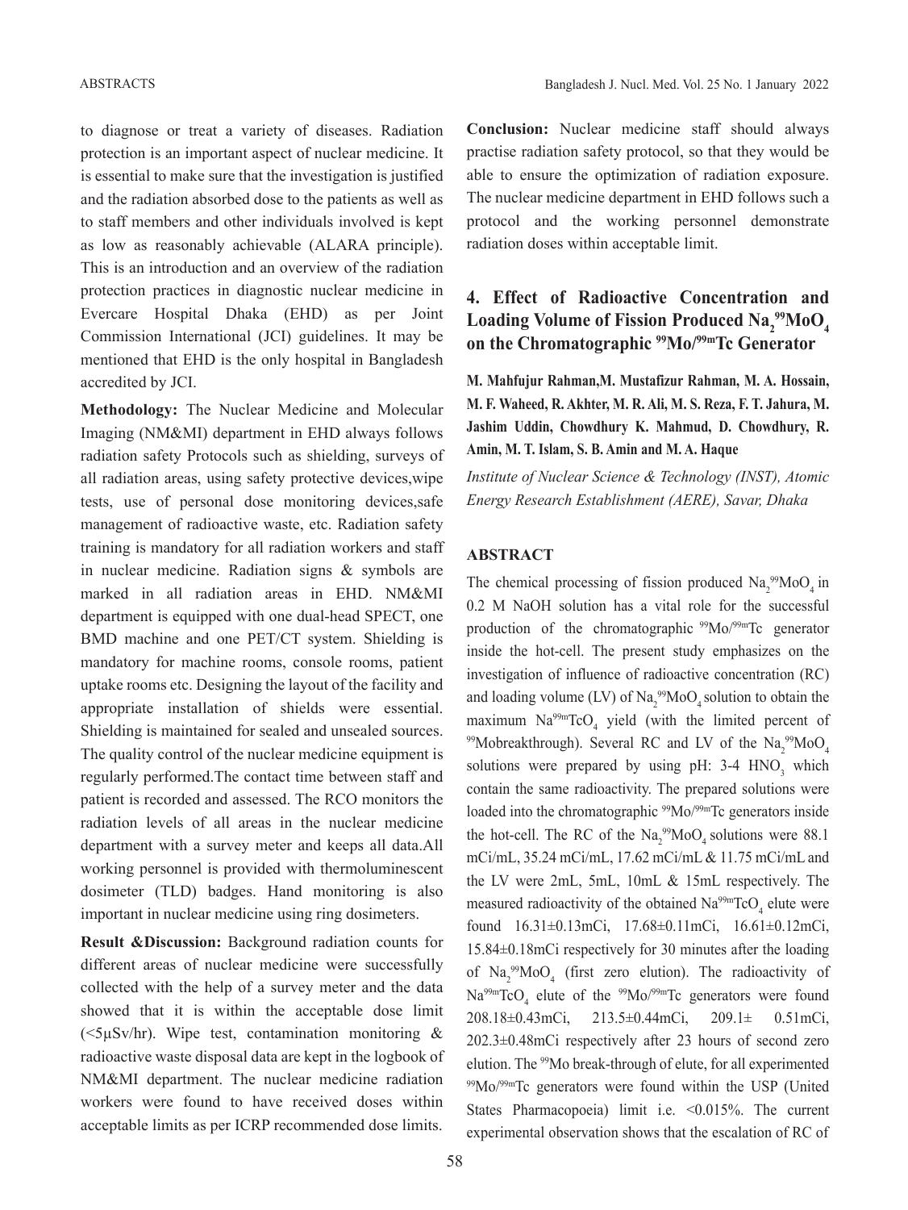to diagnose or treat a variety of diseases. Radiation protection is an important aspect of nuclear medicine. It is essential to make sure that the investigation is justified and the radiation absorbed dose to the patients as well as to staff members and other individuals involved is kept as low as reasonably achievable (ALARA principle). This is an introduction and an overview of the radiation protection practices in diagnostic nuclear medicine in Evercare Hospital Dhaka (EHD) as per Joint Commission International (JCI) guidelines. It may be mentioned that EHD is the only hospital in Bangladesh accredited by JCI.

**Methodology:** The Nuclear Medicine and Molecular Imaging (NM&MI) department in EHD always follows radiation safety Protocols such as shielding, surveys of all radiation areas, using safety protective devices,wipe tests, use of personal dose monitoring devices,safe management of radioactive waste, etc. Radiation safety training is mandatory for all radiation workers and staff in nuclear medicine. Radiation signs & symbols are marked in all radiation areas in EHD. NM&MI department is equipped with one dual-head SPECT, one BMD machine and one PET/CT system. Shielding is mandatory for machine rooms, console rooms, patient uptake rooms etc. Designing the layout of the facility and appropriate installation of shields were essential. Shielding is maintained for sealed and unsealed sources. The quality control of the nuclear medicine equipment is regularly performed.The contact time between staff and patient is recorded and assessed. The RCO monitors the radiation levels of all areas in the nuclear medicine department with a survey meter and keeps all data.All working personnel is provided with thermoluminescent dosimeter (TLD) badges. Hand monitoring is also important in nuclear medicine using ring dosimeters.

**Result &Discussion:** Background radiation counts for different areas of nuclear medicine were successfully collected with the help of a survey meter and the data showed that it is within the acceptable dose limit (<5μSv/hr). Wipe test, contamination monitoring & radioactive waste disposal data are kept in the logbook of NM&MI department. The nuclear medicine radiation workers were found to have received doses within acceptable limits as per ICRP recommended dose limits.

**Conclusion:** Nuclear medicine staff should always practise radiation safety protocol, so that they would be able to ensure the optimization of radiation exposure. The nuclear medicine department in EHD follows such a protocol and the working personnel demonstrate radiation doses within acceptable limit.

## 4. Effect of Radioactive Concentration and Loading Volume of Fission Produced $Na_2{}^{99}MoO_4$ on the Chromatographic $^{99}Mo/^{99m}Tc$ Generator

**M. Mahfujur Rahman,M. Mustafizur Rahman, M. A. Hossain, M. F. Waheed, R. Akhter, M. R. Ali, M. S. Reza, F. T. Jahura, M. Jashim Uddin, Chowdhury K. Mahmud, D. Chowdhury, R. Amin, M. T. Islam, S. B. Amin and M. A. Haque**

*Institute of Nuclear Science & Technology (INST), Atomic Energy Research Establishment (AERE), Savar, Dhaka*

### ABSTRACT

The chemical processing of fission produced $Na_2{}^{99}MoO_4$ in 0.2 M NaOH solution has a vital role for the successful production of the chromatographic $^{99}Mo/^{99m}Tc$ generator inside the hot-cell. The present study emphasizes on the investigation of influence of radioactive concentration (RC) and loading volume (LV) of $Na_2{}^{99}MoO_4$ solution to obtain the maximum $Na^{99m}TcO_4$ yield (with the limited percent of $^{99}$Mobreakthrough). Several RC and LV of the $Na_2{}^{99}MoO_4$ solutions were prepared by using pH: 3-4 $HNO_3$ which contain the same radioactivity. The prepared solutions were loaded into the chromatographic $^{99}Mo/^{99m}Tc$ generators inside the hot-cell. The RC of the $Na_2{}^{99}MoO_4$ solutions were 88.1 mCi/mL, 35.24 mCi/mL, 17.62 mCi/mL & 11.75 mCi/mL and the LV were 2mL, 5mL, 10mL & 15mL respectively. The measured radioactivity of the obtained $Na^{99m}TcO_4$ elute were found 16.31±0.13mCi, 17.68±0.11mCi, 16.61±0.12mCi, 15.84±0.18mCi respectively for 30 minutes after the loading of $Na_2{}^{99}MoO_4$ (first zero elution). The radioactivity of $Na^{99m}TcO_4$ elute of the $^{99}Mo/^{99m}Tc$ generators were found 208.18±0.43mCi, 213.5±0.44mCi, 209.1± 0.51mCi, 202.3±0.48mCi respectively after 23 hours of second zero elution. The $^{99}$Mo break-through of elute, for all experimented $^{99}Mo/^{99m}Tc$ generators were found within the USP (United States Pharmacopoeia) limit i.e. <0.015%. The current experimental observation shows that the escalation of RC of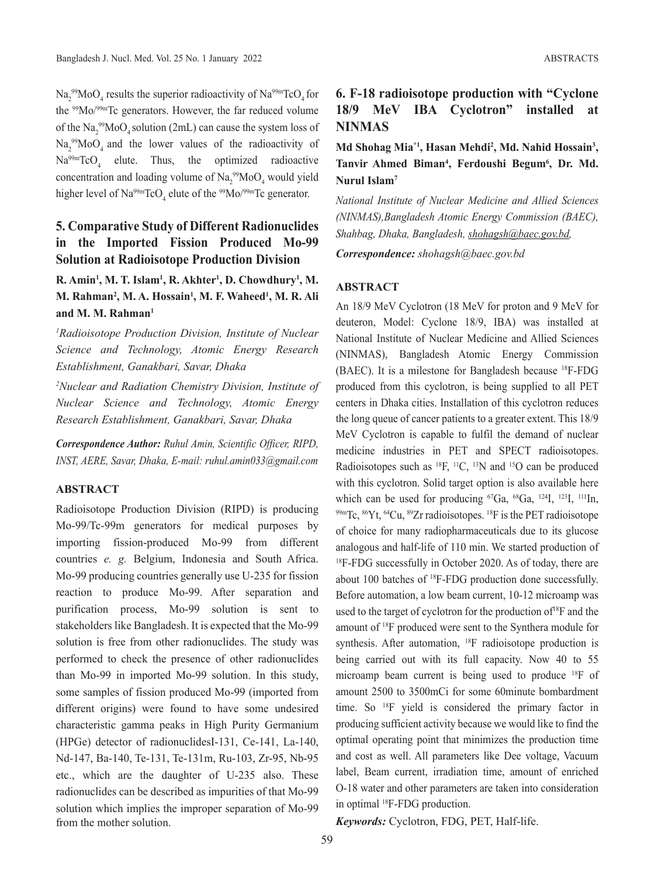$Na_2{}^{99}MoO_4$ results the superior radioactivity of $Na^{99m}TcO_4$ for the $^{99}Mo/^{99m}Tc$ generators. However, the far reduced volume of the $Na_2{}^{99}MoO_4$ solution (2mL) can cause the system loss of $Na_2{}^{99}MoO_4$ and the lower values of the radioactivity of $Na^{99m}TcO_4$ elute. Thus, the optimized radioactive concentration and loading volume of $Na_2{}^{99}MoO_4$ would yield higher level of $Na^{99m}TcO_4$ elute of the $^{99}Mo/^{99m}Tc$ generator.

## 5. Comparative Study of Different Radionuclides in the Imported Fission Produced Mo-99 Solution at Radioisotope Production Division

**R. Amin[1], M. T. Islam[1], R. Akhter[1], D. Chowdhury[1], M. M. Rahman[2], M. A. Hossain[1], M. F. Waheed[1], M. R. Ali and M. M. Rahman[1]**

*[1]Radioisotope Production Division, Institute of Nuclear Science and Technology, Atomic Energy Research Establishment, Ganakbari, Savar, Dhaka*

*[2]Nuclear and Radiation Chemistry Division, Institute of Nuclear Science and Technology, Atomic Energy Research Establishment, Ganakbari, Savar, Dhaka*

***Correspondence Author:*** *Ruhul Amin, Scientific Officer, RIPD, INST, AERE, Savar, Dhaka, E-mail: ruhul.amin033@gmail.com*

### ABSTRACT

Radioisotope Production Division (RIPD) is producing Mo-99/Tc-99m generators for medical purposes by importing fission-produced Mo-99 from different countries *e. g.* Belgium, Indonesia and South Africa. Mo-99 producing countries generally use U-235 for fission reaction to produce Mo-99. After separation and purification process, Mo-99 solution is sent to stakeholders like Bangladesh. It is expected that the Mo-99 solution is free from other radionuclides. The study was performed to check the presence of other radionuclides than Mo-99 in imported Mo-99 solution. In this study, some samples of fission produced Mo-99 (imported from different origins) were found to have some undesired characteristic gamma peaks in High Purity Germanium (HPGe) detector of radionuclidesI-131, Ce-141, La-140, Nd-147, Ba-140, Te-131, Te-131m, Ru-103, Zr-95, Nb-95 etc., which are the daughter of U-235 also. These radionuclides can be described as impurities of that Mo-99 solution which implies the improper separation of Mo-99 from the mother solution.

## 6. F-18 radioisotope production with "Cyclone 18/9 MeV IBA Cyclotron" installed at NINMAS

**Md Shohag Mia[*1], Hasan Mehdi[2], Md. Nahid Hossain[3], Tanvir Ahmed Biman[4], Ferdoushi Begum[6], Dr. Md. Nurul Islam[7]**

*National Institute of Nuclear Medicine and Allied Sciences (NINMAS),Bangladesh Atomic Energy Commission (BAEC), Shahbag, Dhaka, Bangladesh, shohagsh@baec.gov.bd,*

***Correspondence:*** *shohagsh@baec.gov.bd*

### ABSTRACT

An 18/9 MeV Cyclotron (18 MeV for proton and 9 MeV for deuteron, Model: Cyclone 18/9, IBA) was installed at National Institute of Nuclear Medicine and Allied Sciences (NINMAS), Bangladesh Atomic Energy Commission (BAEC). It is a milestone for Bangladesh because $^{18}$F-FDG produced from this cyclotron, is being supplied to all PET centers in Dhaka cities. Installation of this cyclotron reduces the long queue of cancer patients to a greater extent. This 18/9 MeV Cyclotron is capable to fulfil the demand of nuclear medicine industries in PET and SPECT radioisotopes. Radioisotopes such as $^{18}$F, $^{11}$C, $^{13}$N and $^{15}$O can be produced with this cyclotron. Solid target option is also available here which can be used for producing $^{67}$Ga, $^{68}$Ga, $^{124}$I, $^{123}$I, $^{111}$In, $^{99m}$Tc, $^{86}$Yt, $^{64}$Cu, $^{89}$Zr radioisotopes. $^{18}$F is the PET radioisotope of choice for many radiopharmaceuticals due to its glucose analogous and half-life of 110 min. We started production of $^{18}$F-FDG successfully in October 2020. As of today, there are about 100 batches of $^{18}$F-FDG production done successfully. Before automation, a low beam current, 10-12 microamp was used to the target of cyclotron for the production of$^{18}$F and the amount of $^{18}$F produced were sent to the Synthera module for synthesis. After automation, $^{18}$F radioisotope production is being carried out with its full capacity. Now 40 to 55 microamp beam current is being used to produce $^{18}$F of amount 2500 to 3500mCi for some 60minute bombardment time. So $^{18}$F yield is considered the primary factor in producing sufficient activity because we would like to find the optimal operating point that minimizes the production time and cost as well. All parameters like Dee voltage, Vacuum label, Beam current, irradiation time, amount of enriched O-18 water and other parameters are taken into consideration in optimal $^{18}$F-FDG production.

***Keywords:*** Cyclotron, FDG, PET, Half-life.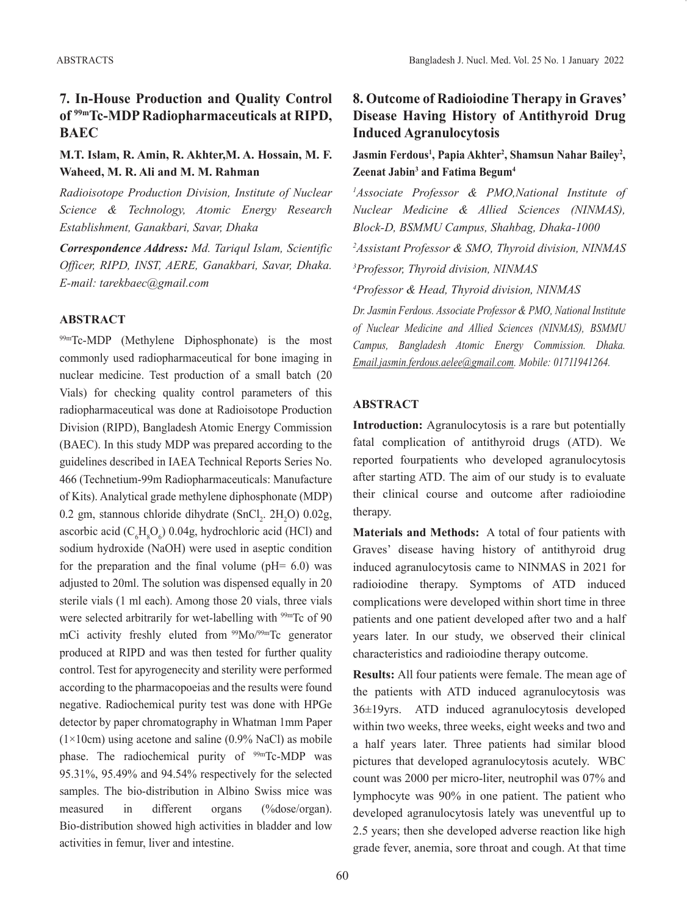## 7. In-House Production and Quality Control of $^{99m}$Tc-MDP Radiopharmaceuticals at RIPD, BAEC

**M.T. Islam, R. Amin, R. Akhter,M. A. Hossain, M. F. Waheed, M. R. Ali and M. M. Rahman**

*Radioisotope Production Division, Institute of Nuclear Science & Technology, Atomic Energy Research Establishment, Ganakbari, Savar, Dhaka*

***Correspondence Address:*** *Md. Tariqul Islam, Scientific Officer, RIPD, INST, AERE, Ganakbari, Savar, Dhaka. E-mail: tarekbaec@gmail.com*

### ABSTRACT

$^{99m}$Tc-MDP (Methylene Diphosphonate) is the most commonly used radiopharmaceutical for bone imaging in nuclear medicine. Test production of a small batch (20 Vials) for checking quality control parameters of this radiopharmaceutical was done at Radioisotope Production Division (RIPD), Bangladesh Atomic Energy Commission (BAEC). In this study MDP was prepared according to the guidelines described in IAEA Technical Reports Series No. 466 (Technetium-99m Radiopharmaceuticals: Manufacture of Kits). Analytical grade methylene diphosphonate (MDP) 0.2 gm, stannous chloride dihydrate ($SnCl_2$. $2H_2O$) 0.02g, ascorbic acid ($C_6H_8O_6$) 0.04g, hydrochloric acid (HCl) and sodium hydroxide (NaOH) were used in aseptic condition for the preparation and the final volume (pH= 6.0) was adjusted to 20ml. The solution was dispensed equally in 20 sterile vials (1 ml each). Among those 20 vials, three vials were selected arbitrarily for wet-labelling with $^{99m}$Tc of 90 mCi activity freshly eluted from $^{99}$Mo/$^{99m}$Tc generator produced at RIPD and was then tested for further quality control. Test for apyrogenecity and sterility were performed according to the pharmacopoeias and the results were found negative. Radiochemical purity test was done with HPGe detector by paper chromatography in Whatman 1mm Paper (1×10cm) using acetone and saline (0.9% NaCl) as mobile phase. The radiochemical purity of $^{99m}$Tc-MDP was 95.31%, 95.49% and 94.54% respectively for the selected samples. The bio-distribution in Albino Swiss mice was measured in different organs (%dose/organ). Bio-distribution showed high activities in bladder and low activities in femur, liver and intestine.

## 8. Outcome of Radioiodine Therapy in Graves' Disease Having History of Antithyroid Drug Induced Agranulocytosis

**Jasmin Ferdous[1], Papia Akhter[2], Shamsun Nahar Bailey[2], Zeenat Jabin[3] and Fatima Begum[4]**

[1]*Associate Professor & PMO,National Institute of Nuclear Medicine & Allied Sciences (NINMAS), Block-D, BSMMU Campus, Shahbag, Dhaka-1000*

[2]*Assistant Professor & SMO, Thyroid division, NINMAS*

[3]*Professor, Thyroid division, NINMAS*

[4]*Professor & Head, Thyroid division, NINMAS*

*Dr. Jasmin Ferdous. Associate Professor & PMO, National Institute of Nuclear Medicine and Allied Sciences (NINMAS), BSMMU Campus, Bangladesh Atomic Energy Commission. Dhaka. Email.jasmin.ferdous.aelee@gmail.com. Mobile: 01711941264.*

### ABSTRACT

**Introduction:** Agranulocytosis is a rare but potentially fatal complication of antithyroid drugs (ATD). We reported fourpatients who developed agranulocytosis after starting ATD. The aim of our study is to evaluate their clinical course and outcome after radioiodine therapy.

**Materials and Methods:** A total of four patients with Graves' disease having history of antithyroid drug induced agranulocytosis came to NINMAS in 2021 for radioiodine therapy. Symptoms of ATD induced complications were developed within short time in three patients and one patient developed after two and a half years later. In our study, we observed their clinical characteristics and radioiodine therapy outcome.

**Results:** All four patients were female. The mean age of the patients with ATD induced agranulocytosis was 36±19yrs. ATD induced agranulocytosis developed within two weeks, three weeks, eight weeks and two and a half years later. Three patients had similar blood pictures that developed agranulocytosis acutely. WBC count was 2000 per micro-liter, neutrophil was 07% and lymphocyte was 90% in one patient. The patient who developed agranulocytosis lately was uneventful up to 2.5 years; then she developed adverse reaction like high grade fever, anemia, sore throat and cough. At that time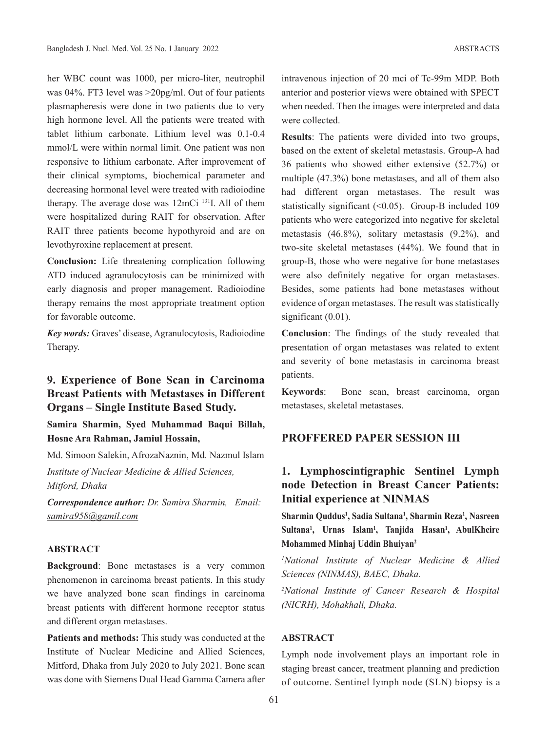her WBC count was 1000, per micro-liter, neutrophil was 04%. FT3 level was >20pg/ml. Out of four patients plasmapheresis were done in two patients due to very high hormone level. All the patients were treated with tablet lithium carbonate. Lithium level was 0.1-0.4 mmol/L were within n*o*rmal limit. One patient was non responsive to lithium carbonate. After improvement of their clinical symptoms, biochemical parameter and decreasing hormonal level were treated with radioiodine therapy. The average dose was 12mCi $^{131}$I. All of them were hospitalized during RAIT for observation. After RAIT three patients become hypothyroid and are on levothyroxine replacement at present.

**Conclusion:** Life threatening complication following ATD induced agranulocytosis can be minimized with early diagnosis and proper management. Radioiodine therapy remains the most appropriate treatment option for favorable outcome.

***Key words:*** Graves' disease, Agranulocytosis, Radioiodine Therapy.

## 9. Experience of Bone Scan in Carcinoma Breast Patients with Metastases in Different Organs – Single Institute Based Study.

**Samira Sharmin, Syed Muhammad Baqui Billah, Hosne Ara Rahman, Jamiul Hossain,**

Md. Simoon Salekin, AfrozaNaznin, Md. Nazmul Islam

*Institute of Nuclear Medicine & Allied Sciences, Mitford, Dhaka*

***Correspondence author:*** *Dr. Samira Sharmin, Email: samira958@gamil.com*

### ABSTRACT

**Background**: Bone metastases is a very common phenomenon in carcinoma breast patients. In this study we have analyzed bone scan findings in carcinoma breast patients with different hormone receptor status and different organ metastases.

**Patients and methods:** This study was conducted at the Institute of Nuclear Medicine and Allied Sciences, Mitford, Dhaka from July 2020 to July 2021. Bone scan was done with Siemens Dual Head Gamma Camera after intravenous injection of 20 mci of Tc-99m MDP. Both anterior and posterior views were obtained with SPECT when needed. Then the images were interpreted and data were collected.

**Results**: The patients were divided into two groups, based on the extent of skeletal metastasis. Group-A had 36 patients who showed either extensive (52.7%) or multiple (47.3%) bone metastases, and all of them also had different organ metastases. The result was statistically significant (<0.05). Group-B included 109 patients who were categorized into negative for skeletal metastasis (46.8%), solitary metastasis (9.2%), and two-site skeletal metastases (44%). We found that in group-B, those who were negative for bone metastases were also definitely negative for organ metastases. Besides, some patients had bone metastases without evidence of organ metastases. The result was statistically significant (0.01).

**Conclusion**: The findings of the study revealed that presentation of organ metastases was related to extent and severity of bone metastasis in carcinoma breast patients.

**Keywords**: Bone scan, breast carcinoma, organ metastases, skeletal metastases.

# PROFFERED PAPER SESSION III

## 1. Lymphoscintigraphic Sentinel Lymph node Detection in Breast Cancer Patients: Initial experience at NINMAS

**Sharmin Quddus[1], Sadia Sultana[1], Sharmin Reza[1], Nasreen Sultana[1], Urnas Islam[1], Tanjida Hasan[1], AbulKheire Mohammed Minhaj Uddin Bhuiyan[2]**

*[1]National Institute of Nuclear Medicine & Allied Sciences (NINMAS), BAEC, Dhaka.*

*[2]National Institute of Cancer Research & Hospital (NICRH), Mohakhali, Dhaka.*

### ABSTRACT

Lymph node involvement plays an important role in staging breast cancer, treatment planning and prediction of outcome. Sentinel lymph node (SLN) biopsy is a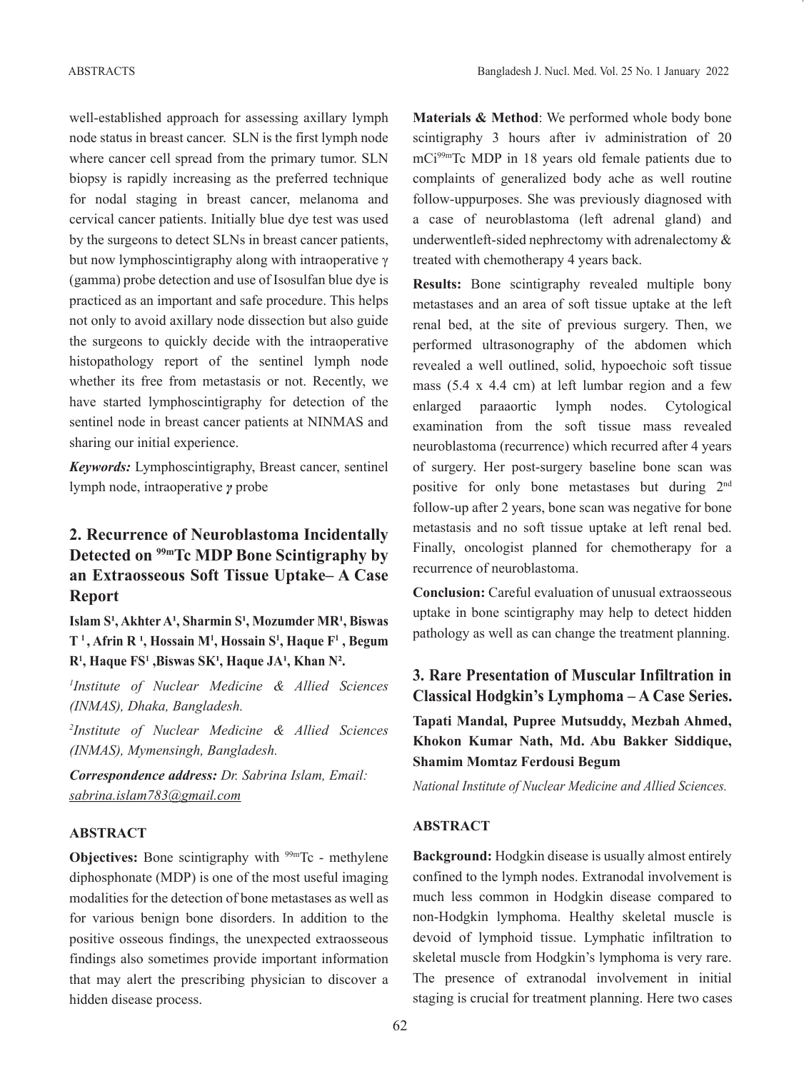well-established approach for assessing axillary lymph node status in breast cancer. SLN is the first lymph node where cancer cell spread from the primary tumor. SLN biopsy is rapidly increasing as the preferred technique for nodal staging in breast cancer, melanoma and cervical cancer patients. Initially blue dye test was used by the surgeons to detect SLNs in breast cancer patients, but now lymphoscintigraphy along with intraoperative γ (gamma) probe detection and use of Isosulfan blue dye is practiced as an important and safe procedure. This helps not only to avoid axillary node dissection but also guide the surgeons to quickly decide with the intraoperative histopathology report of the sentinel lymph node whether its free from metastasis or not. Recently, we have started lymphoscintigraphy for detection of the sentinel node in breast cancer patients at NINMAS and sharing our initial experience.

***Keywords:*** Lymphoscintigraphy, Breast cancer, sentinel lymph node, intraoperative ***γ*** probe

## 2. Recurrence of Neuroblastoma Incidentally Detected on $^{99m}$Tc MDP Bone Scintigraphy by an Extraosseous Soft Tissue Uptake– A Case Report

**Islam S[1], Akhter A[1], Sharmin S[1], Mozumder MR[1], Biswas T [1], Afrin R [1], Hossain M[1], Hossain S[1], Haque F[1], Begum R[1], Haque FS[1], Biswas SK[1], Haque JA[1], Khan N[2].**

*[1]Institute of Nuclear Medicine & Allied Sciences (INMAS), Dhaka, Bangladesh.*

*[2]Institute of Nuclear Medicine & Allied Sciences (INMAS), Mymensingh, Bangladesh.*

***Correspondence address:*** *Dr. Sabrina Islam, Email: sabrina.islam783@gmail.com*

### ABSTRACT

**Objectives:** Bone scintigraphy with $^{99m}$Tc - methylene diphosphonate (MDP) is one of the most useful imaging modalities for the detection of bone metastases as well as for various benign bone disorders. In addition to the positive osseous findings, the unexpected extraosseous findings also sometimes provide important information that may alert the prescribing physician to discover a hidden disease process.

**Materials & Method**: We performed whole body bone scintigraphy 3 hours after iv administration of 20 mCi$^{99m}$Tc MDP in 18 years old female patients due to complaints of generalized body ache as well routine follow-uppurposes. She was previously diagnosed with a case of neuroblastoma (left adrenal gland) and underwentleft-sided nephrectomy with adrenalectomy & treated with chemotherapy 4 years back.

**Results:** Bone scintigraphy revealed multiple bony metastases and an area of soft tissue uptake at the left renal bed, at the site of previous surgery. Then, we performed ultrasonography of the abdomen which revealed a well outlined, solid, hypoechoic soft tissue mass (5.4 x 4.4 cm) at left lumbar region and a few enlarged paraaortic lymph nodes. Cytological examination from the soft tissue mass revealed neuroblastoma (recurrence) which recurred after 4 years of surgery. Her post-surgery baseline bone scan was positive for only bone metastases but during 2$^{nd}$ follow-up after 2 years, bone scan was negative for bone metastasis and no soft tissue uptake at left renal bed. Finally, oncologist planned for chemotherapy for a recurrence of neuroblastoma.

**Conclusion:** Careful evaluation of unusual extraosseous uptake in bone scintigraphy may help to detect hidden pathology as well as can change the treatment planning.

## 3. Rare Presentation of Muscular Infiltration in Classical Hodgkin's Lymphoma – A Case Series.

**Tapati Mandal, Pupree Mutsuddy, Mezbah Ahmed, Khokon Kumar Nath, Md. Abu Bakker Siddique, Shamim Momtaz Ferdousi Begum**

*National Institute of Nuclear Medicine and Allied Sciences.*

### ABSTRACT

**Background:** Hodgkin disease is usually almost entirely confined to the lymph nodes. Extranodal involvement is much less common in Hodgkin disease compared to non-Hodgkin lymphoma. Healthy skeletal muscle is devoid of lymphoid tissue. Lymphatic infiltration to skeletal muscle from Hodgkin's lymphoma is very rare. The presence of extranodal involvement in initial staging is crucial for treatment planning. Here two cases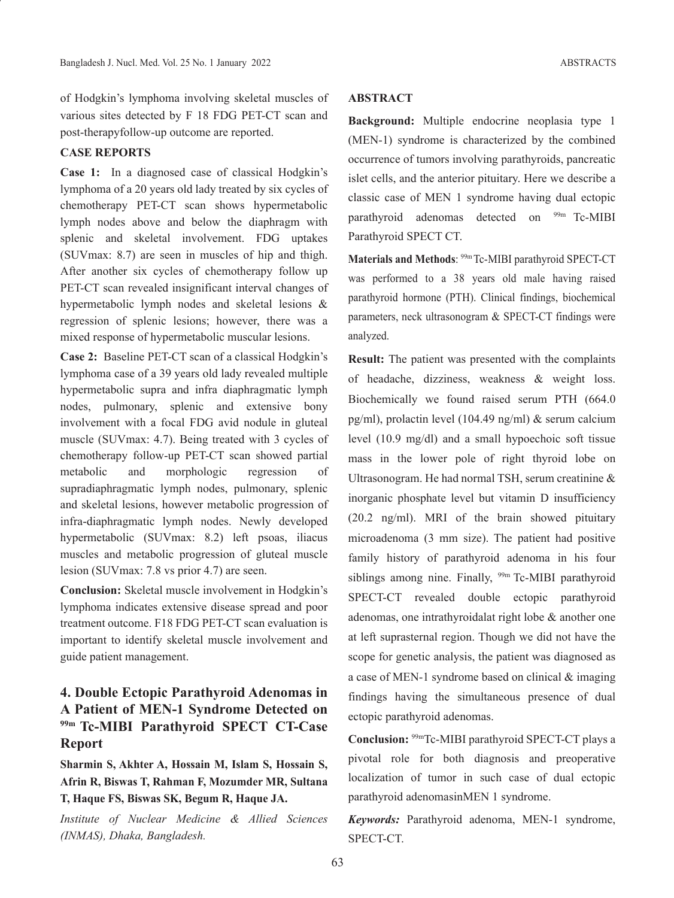of Hodgkin's lymphoma involving skeletal muscles of various sites detected by F 18 FDG PET-CT scan and post-therapyfollow-up outcome are reported.

**CASE REPORTS**

**Case 1:** In a diagnosed case of classical Hodgkin's lymphoma of a 20 years old lady treated by six cycles of chemotherapy PET-CT scan shows hypermetabolic lymph nodes above and below the diaphragm with splenic and skeletal involvement. FDG uptakes (SUVmax: 8.7) are seen in muscles of hip and thigh. After another six cycles of chemotherapy follow up PET-CT scan revealed insignificant interval changes of hypermetabolic lymph nodes and skeletal lesions & regression of splenic lesions; however, there was a mixed response of hypermetabolic muscular lesions.

**Case 2:** Baseline PET-CT scan of a classical Hodgkin's lymphoma case of a 39 years old lady revealed multiple hypermetabolic supra and infra diaphragmatic lymph nodes, pulmonary, splenic and extensive bony involvement with a focal FDG avid nodule in gluteal muscle (SUVmax: 4.7). Being treated with 3 cycles of chemotherapy follow-up PET-CT scan showed partial metabolic and morphologic regression of supradiaphragmatic lymph nodes, pulmonary, splenic and skeletal lesions, however metabolic progression of infra-diaphragmatic lymph nodes. Newly developed hypermetabolic (SUVmax: 8.2) left psoas, iliacus muscles and metabolic progression of gluteal muscle lesion (SUVmax: 7.8 vs prior 4.7) are seen.

**Conclusion:** Skeletal muscle involvement in Hodgkin's lymphoma indicates extensive disease spread and poor treatment outcome. F18 FDG PET-CT scan evaluation is important to identify skeletal muscle involvement and guide patient management.

## 4. Double Ectopic Parathyroid Adenomas in A Patient of MEN-1 Syndrome Detected on $^{99m}$Tc-MIBI Parathyroid SPECT CT-Case Report

**Sharmin S, Akhter A, Hossain M, Islam S, Hossain S, Afrin R, Biswas T, Rahman F, Mozumder MR, Sultana T, Haque FS, Biswas SK, Begum R, Haque JA.**

*Institute of Nuclear Medicine & Allied Sciences (INMAS), Dhaka, Bangladesh.*

**ABSTRACT**

**Background:** Multiple endocrine neoplasia type 1 (MEN-1) syndrome is characterized by the combined occurrence of tumors involving parathyroids, pancreatic islet cells, and the anterior pituitary. Here we describe a classic case of MEN 1 syndrome having dual ectopic parathyroid adenomas detected on $^{99m}$Tc-MIBI Parathyroid SPECT CT.

**Materials and Methods**: $^{99m}$Tc-MIBI parathyroid SPECT-CT was performed to a 38 years old male having raised parathyroid hormone (PTH). Clinical findings, biochemical parameters, neck ultrasonogram & SPECT-CT findings were analyzed.

**Result:** The patient was presented with the complaints of headache, dizziness, weakness & weight loss. Biochemically we found raised serum PTH (664.0 pg/ml), prolactin level (104.49 ng/ml) & serum calcium level (10.9 mg/dl) and a small hypoechoic soft tissue mass in the lower pole of right thyroid lobe on Ultrasonogram. He had normal TSH, serum creatinine & inorganic phosphate level but vitamin D insufficiency (20.2 ng/ml). MRI of the brain showed pituitary microadenoma (3 mm size). The patient had positive family history of parathyroid adenoma in his four siblings among nine. Finally, $^{99m}$Tc-MIBI parathyroid SPECT-CT revealed double ectopic parathyroid adenomas, one intrathyroidalat right lobe & another one at left suprasternal region. Though we did not have the scope for genetic analysis, the patient was diagnosed as a case of MEN-1 syndrome based on clinical & imaging findings having the simultaneous presence of dual ectopic parathyroid adenomas.

**Conclusion:** $^{99m}$Tc-MIBI parathyroid SPECT-CT plays a pivotal role for both diagnosis and preoperative localization of tumor in such case of dual ectopic parathyroid adenomasinMEN 1 syndrome.

***Keywords:*** Parathyroid adenoma, MEN-1 syndrome, SPECT-CT.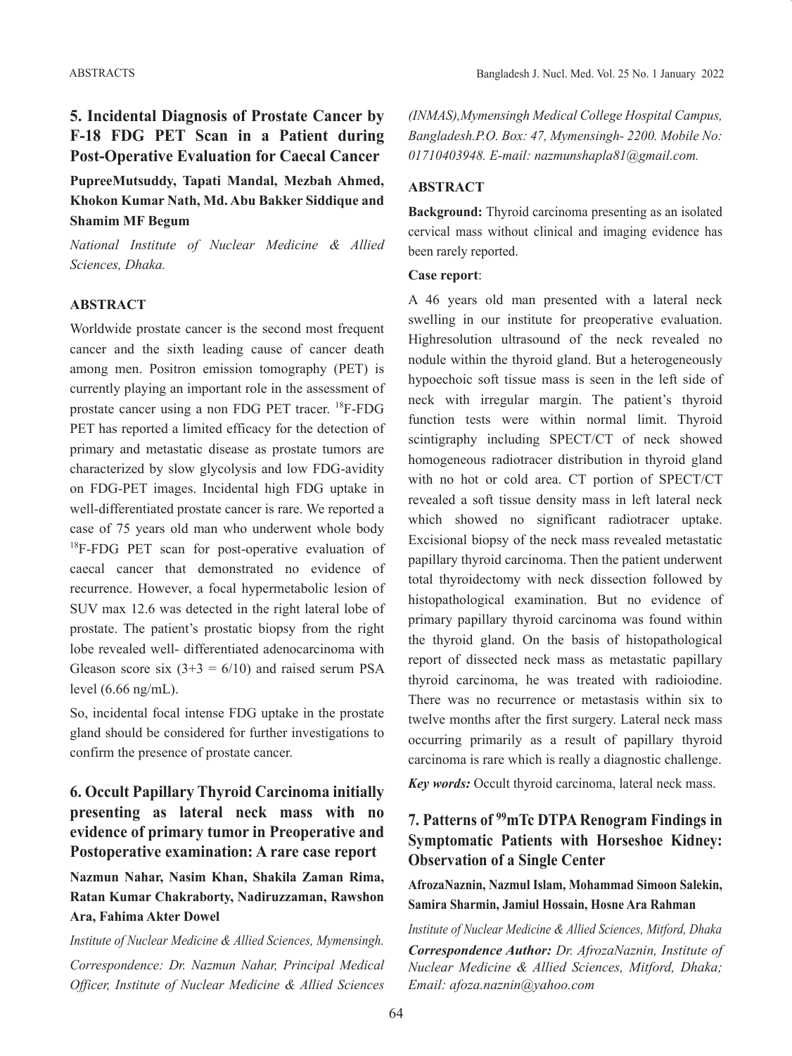## 5. Incidental Diagnosis of Prostate Cancer by F-18 FDG PET Scan in a Patient during Post-Operative Evaluation for Caecal Cancer

**PupreeMutsuddy, Tapati Mandal, Mezbah Ahmed, Khokon Kumar Nath, Md. Abu Bakker Siddique and Shamim MF Begum**

*National Institute of Nuclear Medicine & Allied Sciences, Dhaka.*

### ABSTRACT

Worldwide prostate cancer is the second most frequent cancer and the sixth leading cause of cancer death among men. Positron emission tomography (PET) is currently playing an important role in the assessment of prostate cancer using a non FDG PET tracer. $^{18}$F-FDG PET has reported a limited efficacy for the detection of primary and metastatic disease as prostate tumors are characterized by slow glycolysis and low FDG-avidity on FDG-PET images. Incidental high FDG uptake in well-differentiated prostate cancer is rare. We reported a case of 75 years old man who underwent whole body $^{18}$F-FDG PET scan for post-operative evaluation of caecal cancer that demonstrated no evidence of recurrence. However, a focal hypermetabolic lesion of SUV max 12.6 was detected in the right lateral lobe of prostate. The patient's prostatic biopsy from the right lobe revealed well- differentiated adenocarcinoma with Gleason score six (3+3 = 6/10) and raised serum PSA level (6.66 ng/mL).

So, incidental focal intense FDG uptake in the prostate gland should be considered for further investigations to confirm the presence of prostate cancer.

## 6. Occult Papillary Thyroid Carcinoma initially presenting as lateral neck mass with no evidence of primary tumor in Preoperative and Postoperative examination: A rare case report

**Nazmun Nahar, Nasim Khan, Shakila Zaman Rima, Ratan Kumar Chakraborty, Nadiruzzaman, Rawshon Ara, Fahima Akter Dowel**

*Institute of Nuclear Medicine & Allied Sciences, Mymensingh.*

*Correspondence: Dr. Nazmun Nahar, Principal Medical Officer, Institute of Nuclear Medicine & Allied Sciences (INMAS),Mymensingh Medical College Hospital Campus, Bangladesh.P.O. Box: 47, Mymensingh- 2200. Mobile No: 01710403948. E-mail: nazmunshapla81@gmail.com.*

### ABSTRACT

**Background:** Thyroid carcinoma presenting as an isolated cervical mass without clinical and imaging evidence has been rarely reported.

**Case report**:

A 46 years old man presented with a lateral neck swelling in our institute for preoperative evaluation. Highresolution ultrasound of the neck revealed no nodule within the thyroid gland. But a heterogeneously hypoechoic soft tissue mass is seen in the left side of neck with irregular margin. The patient's thyroid function tests were within normal limit. Thyroid scintigraphy including SPECT/CT of neck showed homogeneous radiotracer distribution in thyroid gland with no hot or cold area. CT portion of SPECT/CT revealed a soft tissue density mass in left lateral neck which showed no significant radiotracer uptake. Excisional biopsy of the neck mass revealed metastatic papillary thyroid carcinoma. Then the patient underwent total thyroidectomy with neck dissection followed by histopathological examination. But no evidence of primary papillary thyroid carcinoma was found within the thyroid gland. On the basis of histopathological report of dissected neck mass as metastatic papillary thyroid carcinoma, he was treated with radioiodine. There was no recurrence or metastasis within six to twelve months after the first surgery. Lateral neck mass occurring primarily as a result of papillary thyroid carcinoma is rare which is really a diagnostic challenge.

***Key words:*** Occult thyroid carcinoma, lateral neck mass.

## 7. Patterns of $^{99}$mTc DTPA Renogram Findings in Symptomatic Patients with Horseshoe Kidney: Observation of a Single Center

**AfrozaNaznin, Nazmul Islam, Mohammad Simoon Salekin, Samira Sharmin, Jamiul Hossain, Hosne Ara Rahman**

*Institute of Nuclear Medicine & Allied Sciences, Mitford, Dhaka*

***Correspondence Author:*** *Dr. AfrozaNaznin, Institute of Nuclear Medicine & Allied Sciences, Mitford, Dhaka; Email: afoza.naznin@yahoo.com*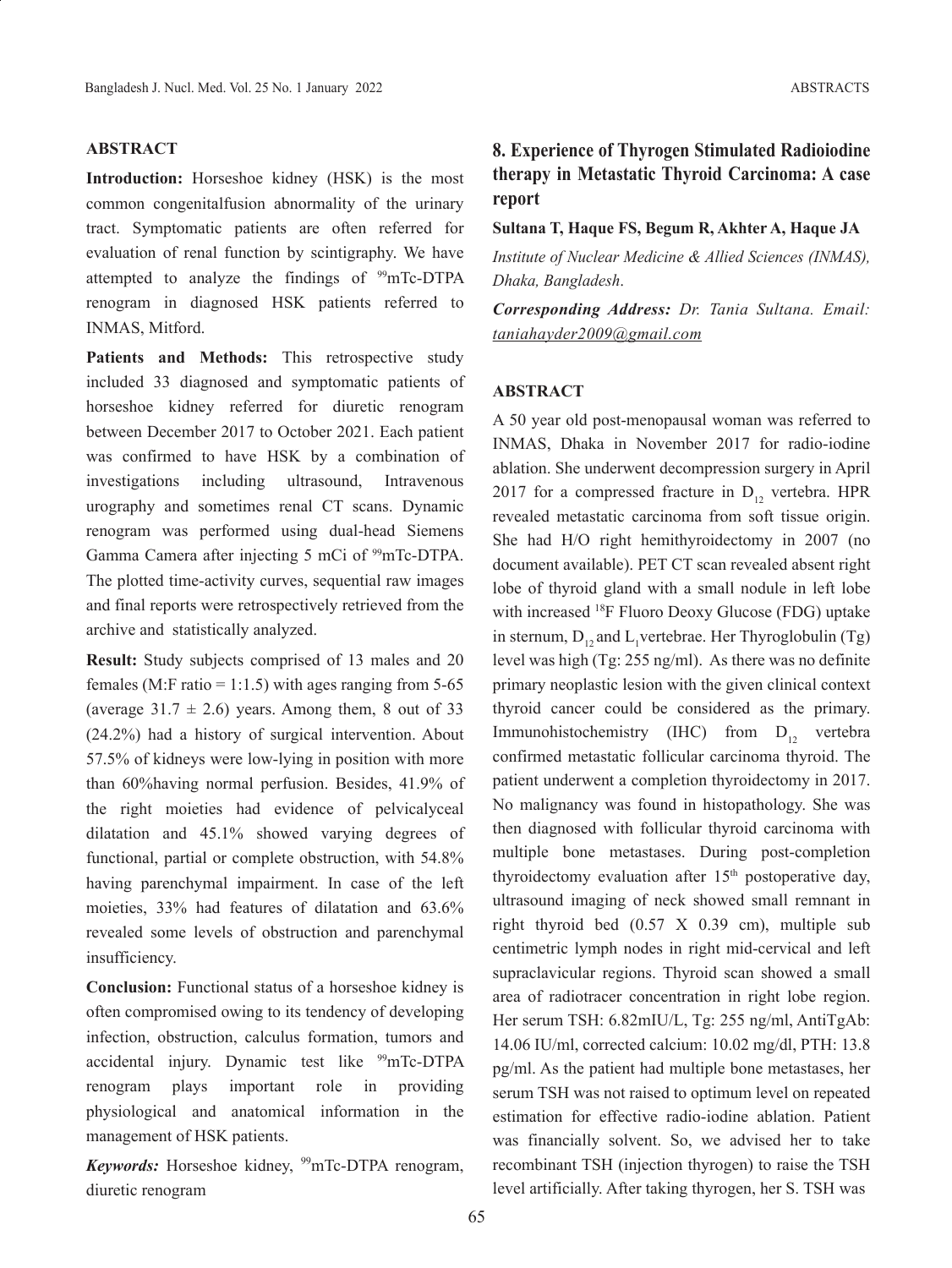### ABSTRACT

**Introduction:** Horseshoe kidney (HSK) is the most common congenitalfusion abnormality of the urinary tract. Symptomatic patients are often referred for evaluation of renal function by scintigraphy. We have attempted to analyze the findings of $^{99}$mTc-DTPA renogram in diagnosed HSK patients referred to INMAS, Mitford.

**Patients and Methods:** This retrospective study included 33 diagnosed and symptomatic patients of horseshoe kidney referred for diuretic renogram between December 2017 to October 2021. Each patient was confirmed to have HSK by a combination of investigations including ultrasound, Intravenous urography and sometimes renal CT scans. Dynamic renogram was performed using dual-head Siemens Gamma Camera after injecting 5 mCi of $^{99}$mTc-DTPA. The plotted time-activity curves, sequential raw images and final reports were retrospectively retrieved from the archive and statistically analyzed.

**Result:** Study subjects comprised of 13 males and 20 females (M:F ratio = 1:1.5) with ages ranging from 5-65 (average $31.7 \pm 2.6$) years. Among them, 8 out of 33 (24.2%) had a history of surgical intervention. About 57.5% of kidneys were low-lying in position with more than 60%having normal perfusion. Besides, 41.9% of the right moieties had evidence of pelvicalyceal dilatation and 45.1% showed varying degrees of functional, partial or complete obstruction, with 54.8% having parenchymal impairment. In case of the left moieties, 33% had features of dilatation and 63.6% revealed some levels of obstruction and parenchymal insufficiency.

**Conclusion:** Functional status of a horseshoe kidney is often compromised owing to its tendency of developing infection, obstruction, calculus formation, tumors and accidental injury. Dynamic test like $^{99}$mTc-DTPA renogram plays important role in providing physiological and anatomical information in the management of HSK patients.

***Keywords:*** Horseshoe kidney, $^{99}$mTc-DTPA renogram, diuretic renogram

## 8. Experience of Thyrogen Stimulated Radioiodine therapy in Metastatic Thyroid Carcinoma: A case report

**Sultana T, Haque FS, Begum R, Akhter A, Haque JA**

*Institute of Nuclear Medicine & Allied Sciences (INMAS), Dhaka, Bangladesh.*

***Corresponding Address:*** *Dr. Tania Sultana. Email: taniahayder2009@gmail.com*

### ABSTRACT

A 50 year old post-menopausal woman was referred to INMAS, Dhaka in November 2017 for radio-iodine ablation. She underwent decompression surgery in April 2017 for a compressed fracture in $D_{12}$ vertebra. HPR revealed metastatic carcinoma from soft tissue origin. She had H/O right hemithyroidectomy in 2007 (no document available). PET CT scan revealed absent right lobe of thyroid gland with a small nodule in left lobe with increased $^{18}$F Fluoro Deoxy Glucose (FDG) uptake in sternum, $D_{12}$ and $L_1$vertebrae. Her Thyroglobulin (Tg) level was high (Tg: 255 ng/ml). As there was no definite primary neoplastic lesion with the given clinical context thyroid cancer could be considered as the primary. Immunohistochemistry (IHC) from $D_{12}$ vertebra confirmed metastatic follicular carcinoma thyroid. The patient underwent a completion thyroidectomy in 2017. No malignancy was found in histopathology. She was then diagnosed with follicular thyroid carcinoma with multiple bone metastases. During post-completion thyroidectomy evaluation after 15$^{th}$ postoperative day, ultrasound imaging of neck showed small remnant in right thyroid bed (0.57 X 0.39 cm), multiple sub centimetric lymph nodes in right mid-cervical and left supraclavicular regions. Thyroid scan showed a small area of radiotracer concentration in right lobe region. Her serum TSH: 6.82mIU/L, Tg: 255 ng/ml, AntiTgAb: 14.06 IU/ml, corrected calcium: 10.02 mg/dl, PTH: 13.8 pg/ml. As the patient had multiple bone metastases, her serum TSH was not raised to optimum level on repeated estimation for effective radio-iodine ablation. Patient was financially solvent. So, we advised her to take recombinant TSH (injection thyrogen) to raise the TSH level artificially. After taking thyrogen, her S. TSH was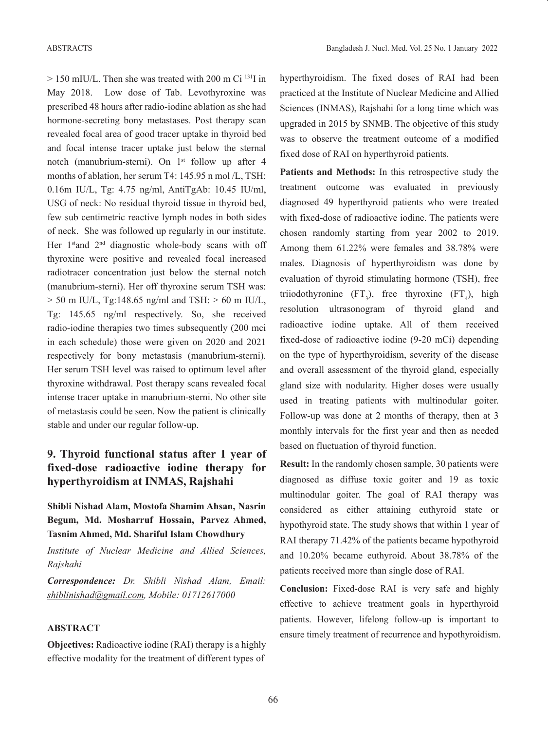> 150 mIU/L. Then she was treated with 200 m Ci $^{131}$I in May 2018. Low dose of Tab. Levothyroxine was prescribed 48 hours after radio-iodine ablation as she had hormone-secreting bony metastases. Post therapy scan revealed focal area of good tracer uptake in thyroid bed and focal intense tracer uptake just below the sternal notch (manubrium-sterni). On 1st follow up after 4 months of ablation, her serum T4: 145.95 n mol /L, TSH: 0.16m IU/L, Tg: 4.75 ng/ml, AntiTgAb: 10.45 IU/ml, USG of neck: No residual thyroid tissue in thyroid bed, few sub centimetric reactive lymph nodes in both sides of neck. She was followed up regularly in our institute. Her 1st and 2nd diagnostic whole-body scans with off thyroxine were positive and revealed focal increased radiotracer concentration just below the sternal notch (manubrium-sterni). Her off thyroxine serum TSH was: > 50 m IU/L, Tg:148.65 ng/ml and TSH: > 60 m IU/L, Tg: 145.65 ng/ml respectively. So, she received radio-iodine therapies two times subsequently (200 mci in each schedule) those were given on 2020 and 2021 respectively for bony metastasis (manubrium-sterni). Her serum TSH level was raised to optimum level after thyroxine withdrawal. Post therapy scans revealed focal intense tracer uptake in manubrium-sterni. No other site of metastasis could be seen. Now the patient is clinically stable and under our regular follow-up.

## 9. Thyroid functional status after 1 year of fixed-dose radioactive iodine therapy for hyperthyroidism at INMAS, Rajshahi

**Shibli Nishad Alam, Mostofa Shamim Ahsan, Nasrin Begum, Md. Mosharruf Hossain, Parvez Ahmed, Tasnim Ahmed, Md. Shariful Islam Chowdhury**

*Institute of Nuclear Medicine and Allied Sciences, Rajshahi*

***Correspondence:*** *Dr. Shibli Nishad Alam, Email: shiblinishad@gmail.com, Mobile: 01712617000*

### ABSTRACT

**Objectives:** Radioactive iodine (RAI) therapy is a highly effective modality for the treatment of different types of hyperthyroidism. The fixed doses of RAI had been practiced at the Institute of Nuclear Medicine and Allied Sciences (INMAS), Rajshahi for a long time which was upgraded in 2015 by SNMB. The objective of this study was to observe the treatment outcome of a modified fixed dose of RAI on hyperthyroid patients.

**Patients and Methods:** In this retrospective study the treatment outcome was evaluated in previously diagnosed 49 hyperthyroid patients who were treated with fixed-dose of radioactive iodine. The patients were chosen randomly starting from year 2002 to 2019. Among them 61.22% were females and 38.78% were males. Diagnosis of hyperthyroidism was done by evaluation of thyroid stimulating hormone (TSH), free triiodothyronine ($FT_3$), free thyroxine ($FT_4$), high resolution ultrasonogram of thyroid gland and radioactive iodine uptake. All of them received fixed-dose of radioactive iodine (9-20 mCi) depending on the type of hyperthyroidism, severity of the disease and overall assessment of the thyroid gland, especially gland size with nodularity. Higher doses were usually used in treating patients with multinodular goiter. Follow-up was done at 2 months of therapy, then at 3 monthly intervals for the first year and then as needed based on fluctuation of thyroid function.

**Result:** In the randomly chosen sample, 30 patients were diagnosed as diffuse toxic goiter and 19 as toxic multinodular goiter. The goal of RAI therapy was considered as either attaining euthyroid state or hypothyroid state. The study shows that within 1 year of RAI therapy 71.42% of the patients became hypothyroid and 10.20% became euthyroid. About 38.78% of the patients received more than single dose of RAI.

**Conclusion:** Fixed-dose RAI is very safe and highly effective to achieve treatment goals in hyperthyroid patients. However, lifelong follow-up is important to ensure timely treatment of recurrence and hypothyroidism.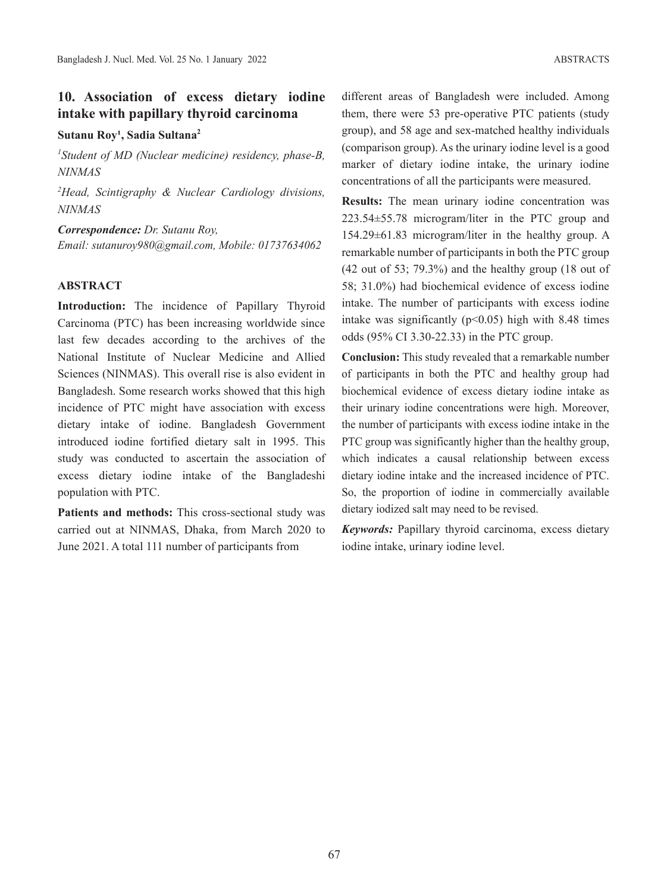## 10. Association of excess dietary iodine intake with papillary thyroid carcinoma

**Sutanu Roy[1], Sadia Sultana[2]**

[1]*Student of MD (Nuclear medicine) residency, phase-B, NINMAS*

[2]*Head, Scintigraphy & Nuclear Cardiology divisions, NINMAS*

***Correspondence:*** *Dr. Sutanu Roy,*
*Email: sutanuroy980@gmail.com, Mobile: 01737634062*

### ABSTRACT

**Introduction:** The incidence of Papillary Thyroid Carcinoma (PTC) has been increasing worldwide since last few decades according to the archives of the National Institute of Nuclear Medicine and Allied Sciences (NINMAS). This overall rise is also evident in Bangladesh. Some research works showed that this high incidence of PTC might have association with excess dietary intake of iodine. Bangladesh Government introduced iodine fortified dietary salt in 1995. This study was conducted to ascertain the association of excess dietary iodine intake of the Bangladeshi population with PTC.

**Patients and methods:** This cross-sectional study was carried out at NINMAS, Dhaka, from March 2020 to June 2021. A total 111 number of participants from different areas of Bangladesh were included. Among them, there were 53 pre-operative PTC patients (study group), and 58 age and sex-matched healthy individuals (comparison group). As the urinary iodine level is a good marker of dietary iodine intake, the urinary iodine concentrations of all the participants were measured.

**Results:** The mean urinary iodine concentration was 223.54±55.78 microgram/liter in the PTC group and 154.29±61.83 microgram/liter in the healthy group. A remarkable number of participants in both the PTC group (42 out of 53; 79.3%) and the healthy group (18 out of 58; 31.0%) had biochemical evidence of excess iodine intake. The number of participants with excess iodine intake was significantly ($p<0.05$) high with 8.48 times odds (95% CI 3.30-22.33) in the PTC group.

**Conclusion:** This study revealed that a remarkable number of participants in both the PTC and healthy group had biochemical evidence of excess dietary iodine intake as their urinary iodine concentrations were high. Moreover, the number of participants with excess iodine intake in the PTC group was significantly higher than the healthy group, which indicates a causal relationship between excess dietary iodine intake and the increased incidence of PTC. So, the proportion of iodine in commercially available dietary iodized salt may need to be revised.

***Keywords:*** Papillary thyroid carcinoma, excess dietary iodine intake, urinary iodine level.